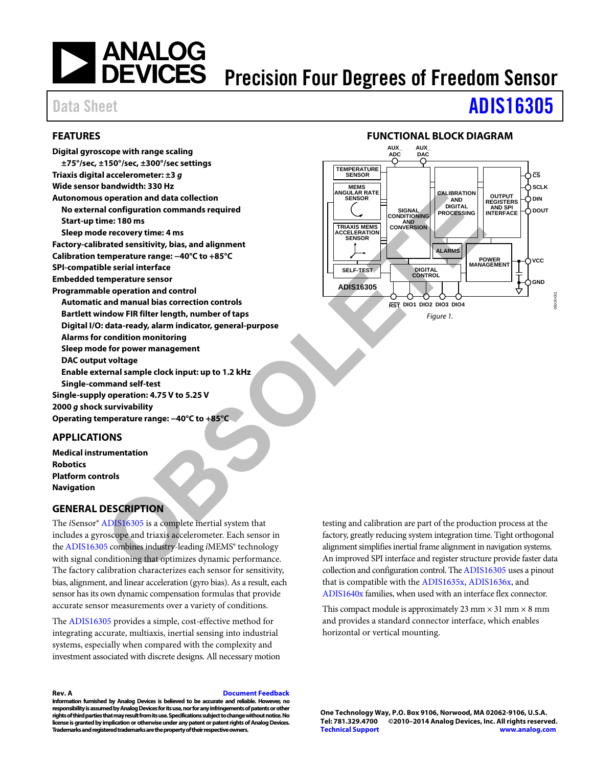# Precision Four Degrees of Freedom Sensor

Data Sheet **ADIS16305**

## FEATURES

**Digital gyroscope with range scaling**
- **±75°/sec, ±150°/sec, ±300°/sec settings**

**Triaxis digital accelerometer: ±3 *g***

**Wide sensor bandwidth: 330 Hz**

**Autonomous operation and data collection**
- **No external configuration commands required**
- **Start-up time: 180 ms**
- **Sleep mode recovery time: 4 ms**

**Factory-calibrated sensitivity, bias, and alignment**

**Calibration temperature range: −40°C to +85°C**

**SPI-compatible serial interface**

**Embedded temperature sensor**

**Programmable operation and control**
- **Automatic and manual bias correction controls**
- **Bartlett window FIR filter length, number of taps**
- **Digital I/O: data-ready, alarm indicator, general-purpose**
- **Alarms for condition monitoring**
- **Sleep mode for power management**
- **DAC output voltage**
- **Enable external sample clock input: up to 1.2 kHz**
- **Single-command self-test**

**Single-supply operation: 4.75 V to 5.25 V**

**2000 *g* shock survivability**

**Operating temperature range: −40°C to +85°C**

## APPLICATIONS

**Medical instrumentation**
**Robotics**
**Platform controls**
**Navigation**

## FUNCTIONAL BLOCK DIAGRAM

Figure 1.

## GENERAL DESCRIPTION

The *i*Sensor® ADIS16305 is a complete inertial system that includes a gyroscope and triaxis accelerometer. Each sensor in the ADIS16305 combines industry-leading *i*MEMS® technology with signal conditioning that optimizes dynamic performance. The factory calibration characterizes each sensor for sensitivity, bias, alignment, and linear acceleration (gyro bias). As a result, each sensor has its own dynamic compensation formulas that provide accurate sensor measurements over a variety of conditions.

The ADIS16305 provides a simple, cost-effective method for integrating accurate, multiaxis, inertial sensing into industrial systems, especially when compared with the complexity and investment associated with discrete designs. All necessary motion testing and calibration are part of the production process at the factory, greatly reducing system integration time. Tight orthogonal alignment simplifies inertial frame alignment in navigation systems. An improved SPI interface and register structure provide faster data collection and configuration control. The ADIS16305 uses a pinout that is compatible with the ADIS1635x, ADIS1636x, and ADIS1640x families, when used with an interface flex connector.

This compact module is approximately 23 mm × 31 mm × 8 mm and provides a standard connector interface, which enables horizontal or vertical mounting.

**Rev. A** Document Feedback

**Information furnished by Analog Devices is believed to be accurate and reliable. However, no responsibility is assumed by Analog Devices for its use, nor for any infringements of patents or other rights of third parties that may result from its use. Specifications subject to change without notice. No license is granted by implication or otherwise under any patent or patent rights of Analog Devices. Trademarks and registered trademarks are the property of their respective owners.**

**One Technology Way, P.O. Box 9106, Norwood, MA 02062-9106, U.S.A.**
**Tel: 781.329.4700 ©2010–2014 Analog Devices, Inc. All rights reserved.**
**Technical Support** **www.analog.com**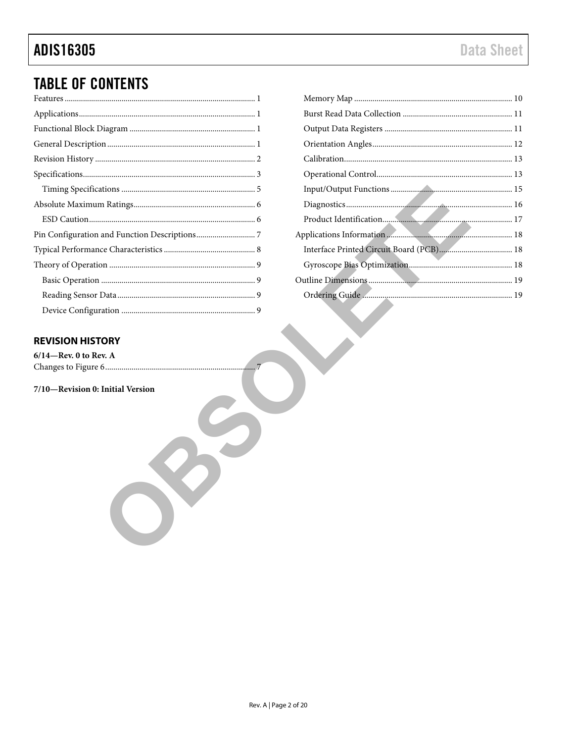## TABLE OF CONTENTS

Features .......... 1
Applications .......... 1
Functional Block Diagram .......... 1
General Description .......... 1
Revision History .......... 2
Specifications .......... 3
  Timing Specifications .......... 5
Absolute Maximum Ratings .......... 6
  ESD Caution .......... 6
Pin Configuration and Function Descriptions .......... 7
Typical Performance Characteristics .......... 8
Theory of Operation .......... 9
  Basic Operation .......... 9
  Reading Sensor Data .......... 9
  Device Configuration .......... 9
  Memory Map .......... 10
  Burst Read Data Collection .......... 11
  Output Data Registers .......... 11
  Orientation Angles .......... 12
  Calibration .......... 13
  Operational Control .......... 13
  Input/Output Functions .......... 15
  Diagnostics .......... 16
  Product Identification .......... 17
Applications Information .......... 18
  Interface Printed Circuit Board (PCB) .......... 18
  Gyroscope Bias Optimization .......... 18
Outline Dimensions .......... 19
  Ordering Guide .......... 19

### REVISION HISTORY

**6/14—Rev. 0 to Rev. A**

Changes to Figure 6 .......... 7

**7/10—Revision 0: Initial Version**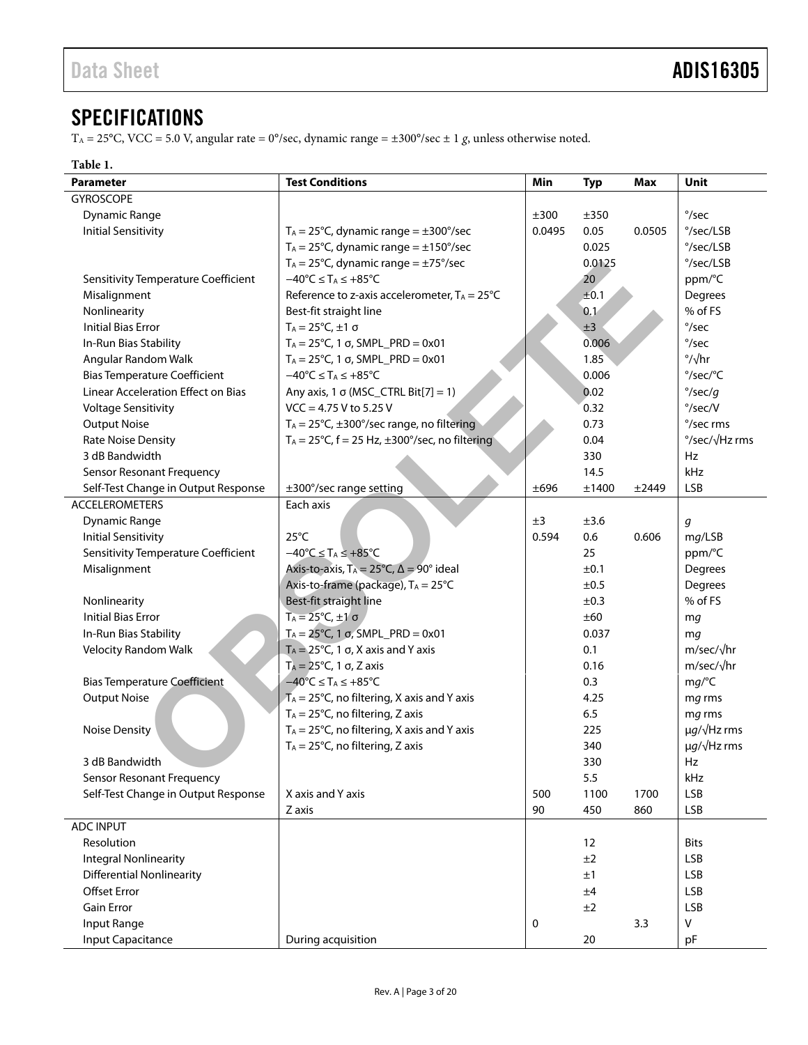# SPECIFICATIONS

$T_A$ = 25°C, VCC = 5.0 V, angular rate = 0°/sec, dynamic range = ±300°/sec ± 1 *g*, unless otherwise noted.

**Table 1.**

| Parameter | Test Conditions | Min | Typ | Max | Unit |
|---|---|---|---|---|---|
| GYROSCOPE | | | | | |
| Dynamic Range | | ±300 | ±350 | | °/sec |
| Initial Sensitivity | $T_A$ = 25°C, dynamic range = ±300°/sec | 0.0495 | 0.05 | 0.0505 | °/sec/LSB |
| | $T_A$ = 25°C, dynamic range = ±150°/sec | | 0.025 | | °/sec/LSB |
| | $T_A$ = 25°C, dynamic range = ±75°/sec | | 0.0125 | | °/sec/LSB |
| Sensitivity Temperature Coefficient | −40°C ≤ $T_A$ ≤ +85°C | | 20 | | ppm/°C |
| Misalignment | Reference to z-axis accelerometer, $T_A$ = 25°C | | ±0.1 | | Degrees |
| Nonlinearity | Best-fit straight line | | 0.1 | | % of FS |
| Initial Bias Error | $T_A$ = 25°C, ±1 σ | | ±3 | | °/sec |
| In-Run Bias Stability | $T_A$ = 25°C, 1 σ, SMPL_PRD = 0x01 | | 0.006 | | °/sec |
| Angular Random Walk | $T_A$ = 25°C, 1 σ, SMPL_PRD = 0x01 | | 1.85 | | °/√hr |
| Bias Temperature Coefficient | −40°C ≤ $T_A$ ≤ +85°C | | 0.006 | | °/sec/°C |
| Linear Acceleration Effect on Bias | Any axis, 1 σ (MSC_CTRL Bit[7] = 1) | | 0.02 | | °/sec/*g* |
| Voltage Sensitivity | VCC = 4.75 V to 5.25 V | | 0.32 | | °/sec/V |
| Output Noise | $T_A$ = 25°C, ±300°/sec range, no filtering | | 0.73 | | °/sec rms |
| Rate Noise Density | $T_A$ = 25°C, f = 25 Hz, ±300°/sec, no filtering | | 0.04 | | °/sec/√Hz rms |
| 3 dB Bandwidth | | | 330 | | Hz |
| Sensor Resonant Frequency | | | 14.5 | | kHz |
| Self-Test Change in Output Response | ±300°/sec range setting | ±696 | ±1400 | ±2449 | LSB |
| ACCELEROMETERS | Each axis | | | | |
| Dynamic Range | | ±3 | ±3.6 | | *g* |
| Initial Sensitivity | 25°C | 0.594 | 0.6 | 0.606 | m*g*/LSB |
| Sensitivity Temperature Coefficient | −40°C ≤ $T_A$ ≤ +85°C | | 25 | | ppm/°C |
| Misalignment | Axis-to-axis, $T_A$ = 25°C, Δ = 90° ideal | | ±0.1 | | Degrees |
| | Axis-to-frame (package), $T_A$ = 25°C | | ±0.5 | | Degrees |
| Nonlinearity | Best-fit straight line | | ±0.3 | | % of FS |
| Initial Bias Error | $T_A$ = 25°C, ±1 σ | | ±60 | | m*g* |
| In-Run Bias Stability | $T_A$ = 25°C, 1 σ, SMPL_PRD = 0x01 | | 0.037 | | m*g* |
| Velocity Random Walk | $T_A$ = 25°C, 1 σ, X axis and Y axis | | 0.1 | | m/sec/√hr |
| | $T_A$ = 25°C, 1 σ, Z axis | | 0.16 | | m/sec/√hr |
| Bias Temperature Coefficient | −40°C ≤ $T_A$ ≤ +85°C | | 0.3 | | m*g*/°C |
| Output Noise | $T_A$ = 25°C, no filtering, X axis and Y axis | | 4.25 | | m*g* rms |
| | $T_A$ = 25°C, no filtering, Z axis | | 6.5 | | m*g* rms |
| Noise Density | $T_A$ = 25°C, no filtering, X axis and Y axis | | 225 | | μ*g*/√Hz rms |
| | $T_A$ = 25°C, no filtering, Z axis | | 340 | | μ*g*/√Hz rms |
| 3 dB Bandwidth | | | 330 | | Hz |
| Sensor Resonant Frequency | | | 5.5 | | kHz |
| Self-Test Change in Output Response | X axis and Y axis | 500 | 1100 | 1700 | LSB |
| | Z axis | 90 | 450 | 860 | LSB |
| ADC INPUT | | | | | |
| Resolution | | | 12 | | Bits |
| Integral Nonlinearity | | | ±2 | | LSB |
| Differential Nonlinearity | | | ±1 | | LSB |
| Offset Error | | | ±4 | | LSB |
| Gain Error | | | ±2 | | LSB |
| Input Range | | 0 | | 3.3 | V |
| Input Capacitance | During acquisition | | 20 | | pF |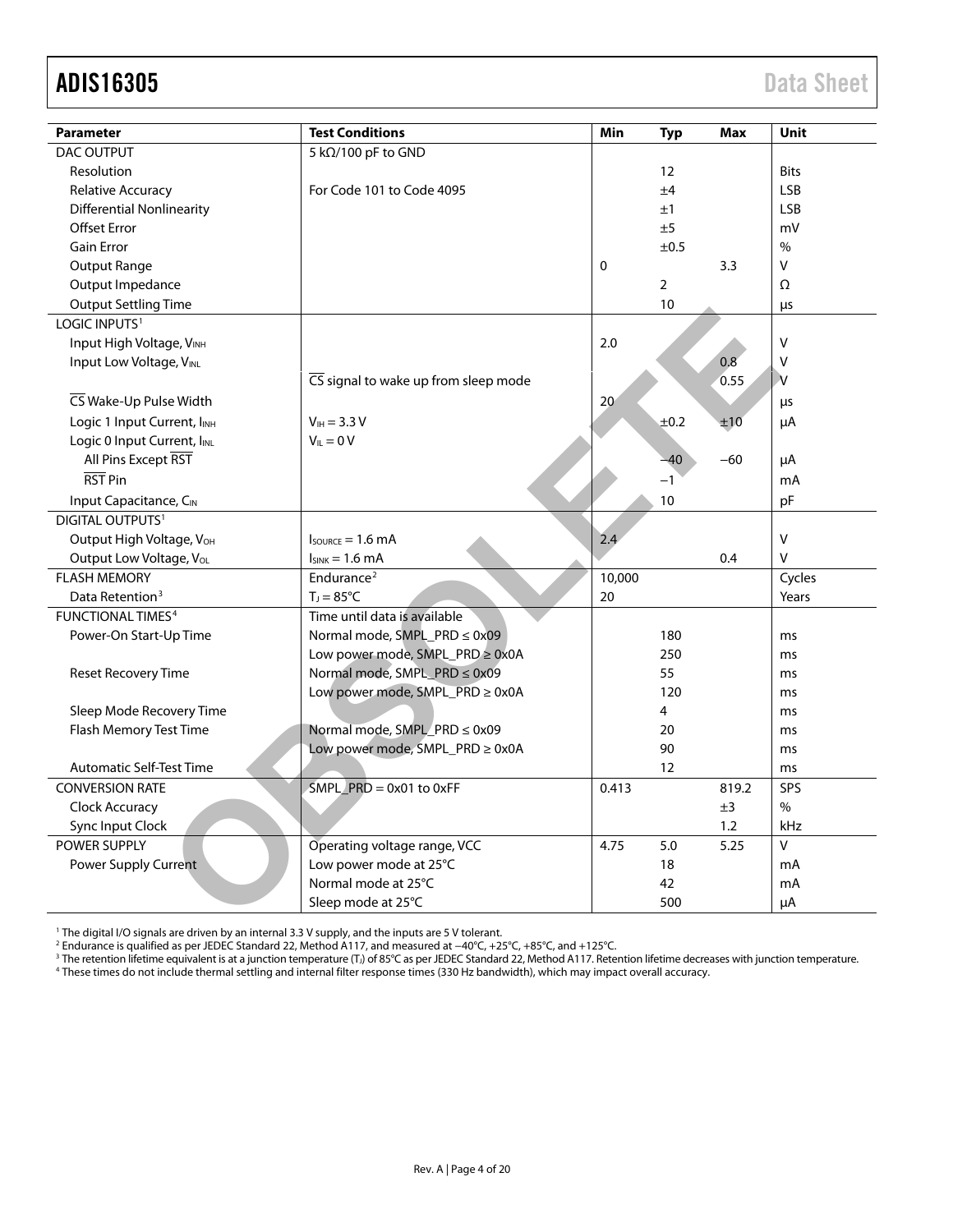| Parameter | Test Conditions | Min | Typ | Max | Unit |
|---|---|---|---|---|---|
| DAC OUTPUT | 5 kΩ/100 pF to GND | | | | |
| Resolution | | | 12 | | Bits |
| Relative Accuracy | For Code 101 to Code 4095 | | ±4 | | LSB |
| Differential Nonlinearity | | | ±1 | | LSB |
| Offset Error | | | ±5 | | mV |
| Gain Error | | | ±0.5 | | % |
| Output Range | | 0 | | 3.3 | V |
| Output Impedance | | | 2 | | Ω |
| Output Settling Time | | | 10 | | μs |
| LOGIC INPUTS[1] | | | | | |
| Input High Voltage, $V_{INH}$ | | 2.0 | | | V |
| Input Low Voltage, $V_{INL}$ | | | | 0.8 | V |
| | $\overline{CS}$ signal to wake up from sleep mode | | | 0.55 | V |
| $\overline{CS}$ Wake-Up Pulse Width | | 20 | | | μs |
| Logic 1 Input Current, $I_{INH}$ | $V_{IH}$ = 3.3 V | | ±0.2 | ±10 | μA |
| Logic 0 Input Current, $I_{INL}$ | $V_{IL}$ = 0 V | | | | |
| All Pins Except $\overline{RST}$ | | | −40 | −60 | μA |
| $\overline{RST}$ Pin | | | −1 | | mA |
| Input Capacitance, $C_{IN}$ | | | 10 | | pF |
| DIGITAL OUTPUTS[1] | | | | | |
| Output High Voltage, $V_{OH}$ | $I_{SOURCE}$ = 1.6 mA | 2.4 | | | V |
| Output Low Voltage, $V_{OL}$ | $I_{SINK}$ = 1.6 mA | | | 0.4 | V |
| FLASH MEMORY | Endurance[2] | 10,000 | | | Cycles |
| Data Retention[3] | $T_J$ = 85°C | 20 | | | Years |
| FUNCTIONAL TIMES[4] | Time until data is available | | | | |
| Power-On Start-Up Time | Normal mode, SMPL_PRD ≤ 0x09 | | 180 | | ms |
| | Low power mode, SMPL_PRD ≥ 0x0A | | 250 | | ms |
| Reset Recovery Time | Normal mode, SMPL_PRD ≤ 0x09 | | 55 | | ms |
| | Low power mode, SMPL_PRD ≥ 0x0A | | 120 | | ms |
| Sleep Mode Recovery Time | | | 4 | | ms |
| Flash Memory Test Time | Normal mode, SMPL_PRD ≤ 0x09 | | 20 | | ms |
| | Low power mode, SMPL_PRD ≥ 0x0A | | 90 | | ms |
| Automatic Self-Test Time | | | 12 | | ms |
| CONVERSION RATE | SMPL_PRD = 0x01 to 0xFF | 0.413 | | 819.2 | SPS |
| Clock Accuracy | | | | ±3 | % |
| Sync Input Clock | | | | 1.2 | kHz |
| POWER SUPPLY | Operating voltage range, VCC | 4.75 | 5.0 | 5.25 | V |
| Power Supply Current | Low power mode at 25°C | | 18 | | mA |
| | Normal mode at 25°C | | 42 | | mA |
| | Sleep mode at 25°C | | 500 | | μA |

[1] The digital I/O signals are driven by an internal 3.3 V supply, and the inputs are 5 V tolerant.
[2] Endurance is qualified as per JEDEC Standard 22, Method A117, and measured at −40°C, +25°C, +85°C, and +125°C.
[3] The retention lifetime equivalent is at a junction temperature ($T_J$) of 85°C as per JEDEC Standard 22, Method A117. Retention lifetime decreases with junction temperature.
[4] These times do not include thermal settling and internal filter response times (330 Hz bandwidth), which may impact overall accuracy.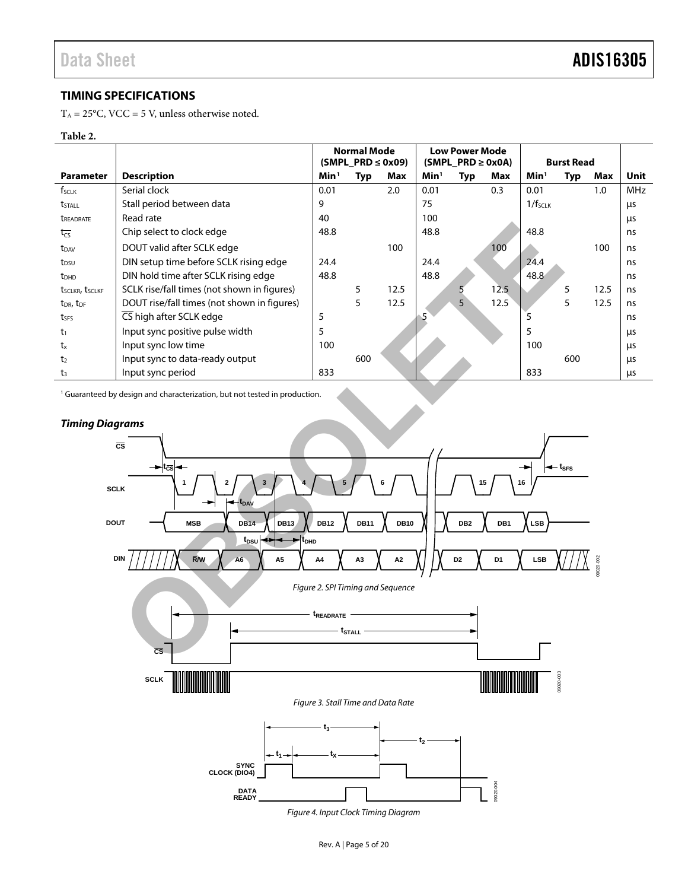## TIMING SPECIFICATIONS

$T_A$ = 25°C, VCC = 5 V, unless otherwise noted.

**Table 2.**

| | | Normal Mode (SMPL_PRD ≤ 0x09) | | | Low Power Mode (SMPL_PRD ≥ 0x0A) | | | Burst Read | | | |
|---|---|---|---|---|---|---|---|---|---|---|---|
| **Parameter** | **Description** | **Min[1]** | **Typ** | **Max** | **Min[1]** | **Typ** | **Max** | **Min[1]** | **Typ** | **Max** | **Unit** |
| $f_{SCLK}$ | Serial clock | 0.01 | | 2.0 | 0.01 | | 0.3 | 0.01 | | 1.0 | MHz |
| $t_{STALL}$ | Stall period between data | 9 | | | 75 | | | $1/f_{SCLK}$ | | | μs |
| $t_{READRATE}$ | Read rate | 40 | | | 100 | | | | | | μs |
| $t_{\overline{CS}}$ | Chip select to clock edge | 48.8 | | | 48.8 | | | 48.8 | | | ns |
| $t_{DAV}$ | DOUT valid after SCLK edge | | | 100 | | | 100 | | | 100 | ns |
| $t_{DSU}$ | DIN setup time before SCLK rising edge | 24.4 | | | 24.4 | | | 24.4 | | | ns |
| $t_{DHD}$ | DIN hold time after SCLK rising edge | 48.8 | | | 48.8 | | | 48.8 | | | ns |
| $t_{SCLKR}$, $t_{SCLKF}$ | SCLK rise/fall times (not shown in figures) | | 5 | 12.5 | | 5 | 12.5 | | 5 | 12.5 | ns |
| $t_{DR}$, $t_{DF}$ | DOUT rise/fall times (not shown in figures) | | 5 | 12.5 | | 5 | 12.5 | | 5 | 12.5 | ns |
| $t_{SFS}$ | $\overline{CS}$ high after SCLK edge | 5 | | | 5 | | | 5 | | | ns |
| $t_1$ | Input sync positive pulse width | 5 | | | | | | 5 | | | μs |
| $t_x$ | Input sync low time | 100 | | | | | | 100 | | | μs |
| $t_2$ | Input sync to data-ready output | | 600 | | | | | | 600 | | μs |
| $t_3$ | Input sync period | 833 | | | | | | 833 | | | μs |

[1] Guaranteed by design and characterization, but not tested in production.

### *Timing Diagrams*

*Figure 2. SPI Timing and Sequence*

*Figure 3. Stall Time and Data Rate*

*Figure 4. Input Clock Timing Diagram*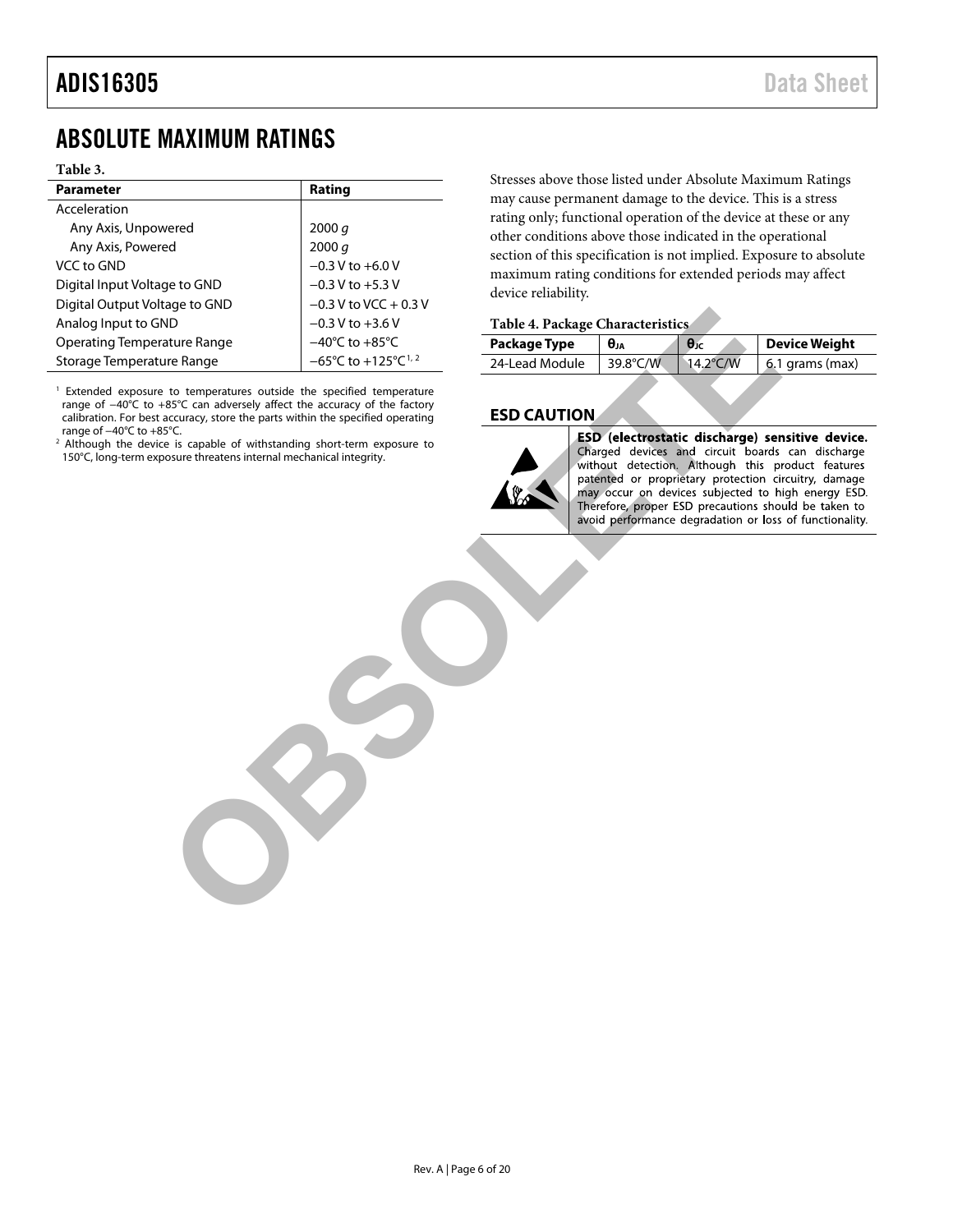# ABSOLUTE MAXIMUM RATINGS

**Table 3.**

| Parameter | Rating |
|---|---|
| Acceleration | |
| Any Axis, Unpowered | 2000 *g* |
| Any Axis, Powered | 2000 *g* |
| VCC to GND | −0.3 V to +6.0 V |
| Digital Input Voltage to GND | −0.3 V to +5.3 V |
| Digital Output Voltage to GND | −0.3 V to VCC + 0.3 V |
| Analog Input to GND | −0.3 V to +3.6 V |
| Operating Temperature Range | −40°C to +85°C |
| Storage Temperature Range | −65°C to +125°C[1, 2] |

[1] Extended exposure to temperatures outside the specified temperature range of −40°C to +85°C can adversely affect the accuracy of the factory calibration. For best accuracy, store the parts within the specified operating range of −40°C to +85°C.

[2] Although the device is capable of withstanding short-term exposure to 150°C, long-term exposure threatens internal mechanical integrity.

Stresses above those listed under Absolute Maximum Ratings may cause permanent damage to the device. This is a stress rating only; functional operation of the device at these or any other conditions above those indicated in the operational section of this specification is not implied. Exposure to absolute maximum rating conditions for extended periods may affect device reliability.

**Table 4. Package Characteristics**

| Package Type | $\theta_{JA}$ | $\theta_{JC}$ | Device Weight |
|---|---|---|---|
| 24-Lead Module | 39.8°C/W | 14.2°C/W | 6.1 grams (max) |

## ESD CAUTION

**ESD (electrostatic discharge) sensitive device.** Charged devices and circuit boards can discharge without detection. Although this product features patented or proprietary protection circuitry, damage may occur on devices subjected to high energy ESD. Therefore, proper ESD precautions should be taken to avoid performance degradation or loss of functionality.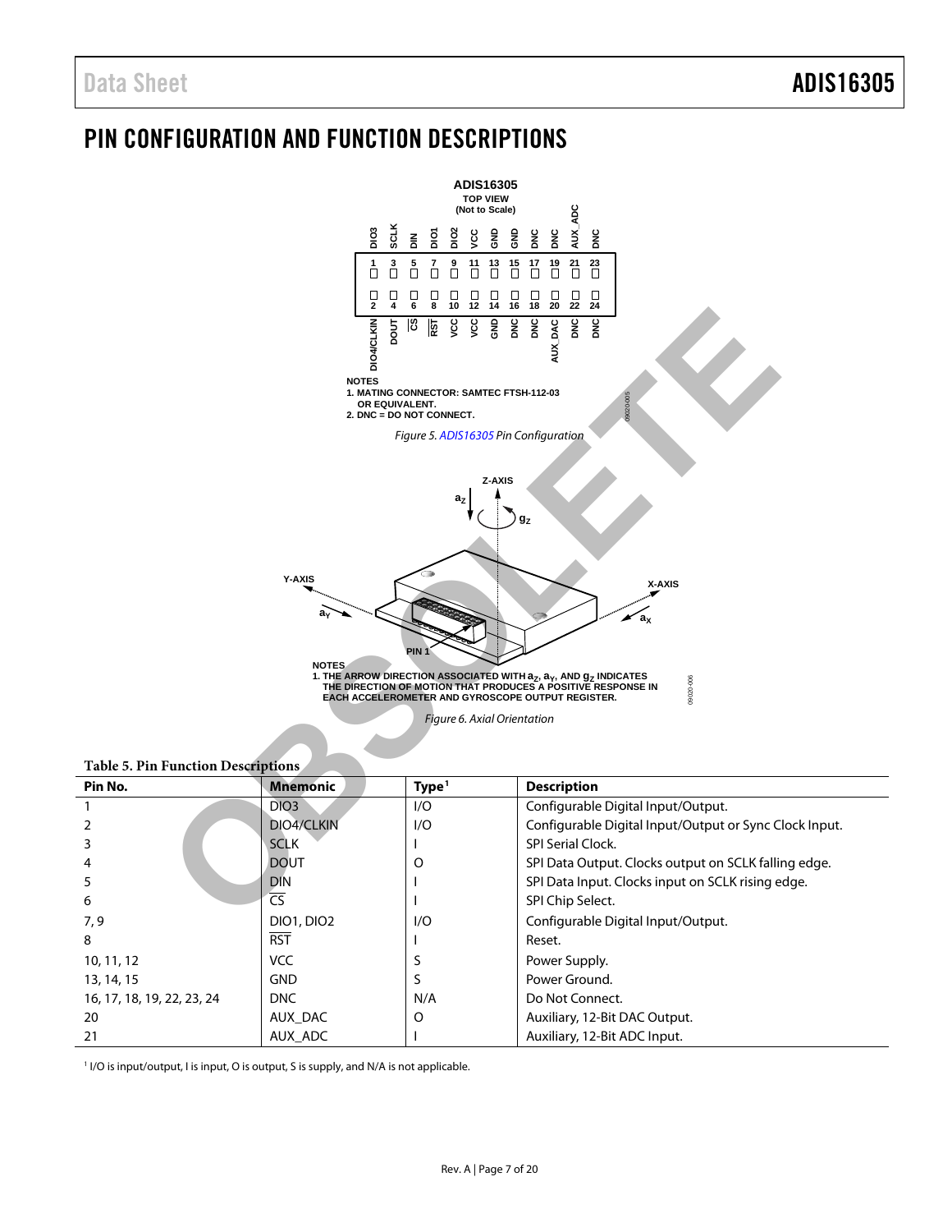# PIN CONFIGURATION AND FUNCTION DESCRIPTIONS

NOTES
1. MATING CONNECTOR: SAMTEC FTSH-112-03 OR EQUIVALENT.
2. DNC = DO NOT CONNECT.

*Figure 5. ADIS16305 Pin Configuration*

NOTES
1. THE ARROW DIRECTION ASSOCIATED WITH $a_Z$, $a_Y$, AND $g_Z$ INDICATES THE DIRECTION OF MOTION THAT PRODUCES A POSITIVE RESPONSE IN EACH ACCELEROMETER AND GYROSCOPE OUTPUT REGISTER.

*Figure 6. Axial Orientation*

**Table 5. Pin Function Descriptions**

| Pin No. | Mnemonic | Type[1] | Description |
|---|---|---|---|
| 1 | DIO3 | I/O | Configurable Digital Input/Output. |
| 2 | DIO4/CLKIN | I/O | Configurable Digital Input/Output or Sync Clock Input. |
| 3 | SCLK | I | SPI Serial Clock. |
| 4 | DOUT | O | SPI Data Output. Clocks output on SCLK falling edge. |
| 5 | DIN | I | SPI Data Input. Clocks input on SCLK rising edge. |
| 6 | $\overline{\text{CS}}$ | I | SPI Chip Select. |
| 7, 9 | DIO1, DIO2 | I/O | Configurable Digital Input/Output. |
| 8 | $\overline{\text{RST}}$ | I | Reset. |
| 10, 11, 12 | VCC | S | Power Supply. |
| 13, 14, 15 | GND | S | Power Ground. |
| 16, 17, 18, 19, 22, 23, 24 | DNC | N/A | Do Not Connect. |
| 20 | AUX_DAC | O | Auxiliary, 12-Bit DAC Output. |
| 21 | AUX_ADC | I | Auxiliary, 12-Bit ADC Input. |

[1] I/O is input/output, I is input, O is output, S is supply, and N/A is not applicable.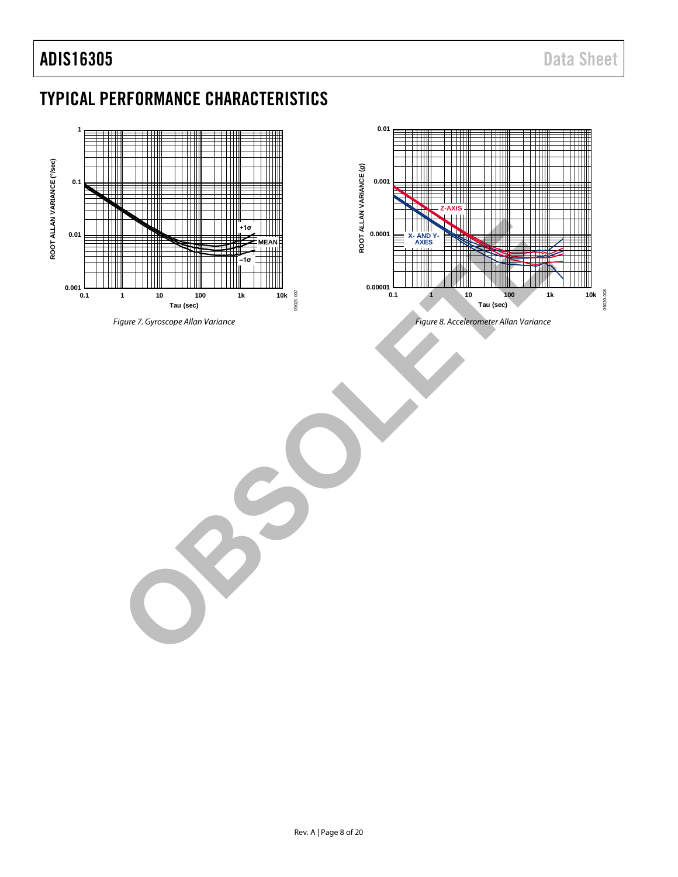## TYPICAL PERFORMANCE CHARACTERISTICS

Figure 7. Gyroscope Allan Variance

Figure 8. Accelerometer Allan Variance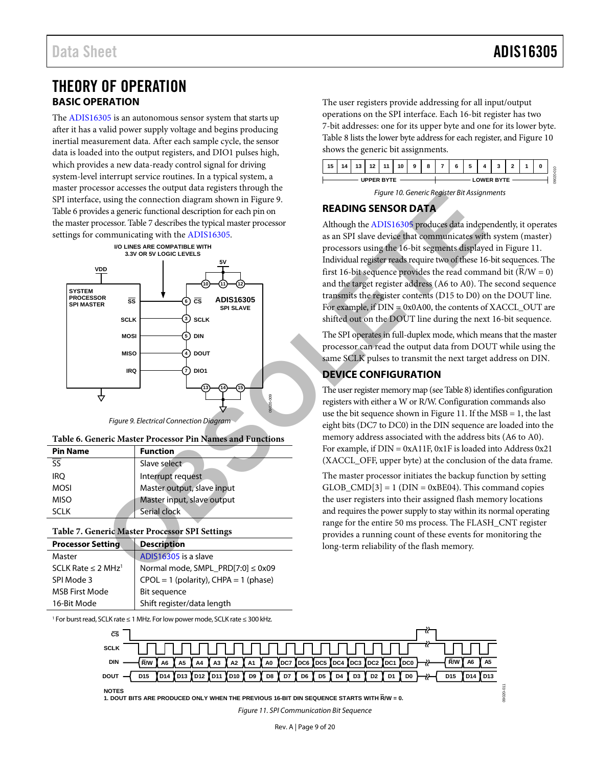# THEORY OF OPERATION

## BASIC OPERATION

The ADIS16305 is an autonomous sensor system that starts up after it has a valid power supply voltage and begins producing inertial measurement data. After each sample cycle, the sensor data is loaded into the output registers, and DIO1 pulses high, which provides a new data-ready control signal for driving system-level interrupt service routines. In a typical system, a master processor accesses the output data registers through the SPI interface, using the connection diagram shown in Figure 9. Table 6 provides a generic functional description for each pin on the master processor. Table 7 describes the typical master processor settings for communicating with the ADIS16305.

Figure 9. Electrical Connection Diagram

**Table 6. Generic Master Processor Pin Names and Functions**

| Pin Name | Function |
|---|---|
| SS | Slave select |
| IRQ | Interrupt request |
| MOSI | Master output, slave input |
| MISO | Master input, slave output |
| SCLK | Serial clock |

**Table 7. Generic Master Processor SPI Settings**

| Processor Setting | Description |
|---|---|
| Master | ADIS16305 is a slave |
| SCLK Rate ≤ 2 MHz[1] | Normal mode, SMPL_PRD[7:0] ≤ 0x09 |
| SPI Mode 3 | CPOL = 1 (polarity), CHPA = 1 (phase) |
| MSB First Mode | Bit sequence |
| 16-Bit Mode | Shift register/data length |

[1] For burst read, SCLK rate ≤ 1 MHz. For low power mode, SCLK rate ≤ 300 kHz.

The user registers provide addressing for all input/output operations on the SPI interface. Each 16-bit register has two 7-bit addresses: one for its upper byte and one for its lower byte. Table 8 lists the lower byte address for each register, and Figure 10 shows the generic bit assignments.

Figure 10. Generic Register Bit Assignments

## READING SENSOR DATA

Although the ADIS16305 produces data independently, it operates as an SPI slave device that communicates with system (master) processors using the 16-bit segments displayed in Figure 11. Individual register reads require two of these 16-bit sequences. The first 16-bit sequence provides the read command bit (R/W = 0) and the target register address (A6 to A0). The second sequence transmits the register contents (D15 to D0) on the DOUT line. For example, if DIN = 0x0A00, the contents of XACCL_OUT are shifted out on the DOUT line during the next 16-bit sequence.

The SPI operates in full-duplex mode, which means that the master processor can read the output data from DOUT while using the same SCLK pulses to transmit the next target address on DIN.

## DEVICE CONFIGURATION

The user register memory map (see Table 8) identifies configuration registers with either a W or R/W. Configuration commands also use the bit sequence shown in Figure 11. If the MSB = 1, the last eight bits (DC7 to DC0) in the DIN sequence are loaded into the memory address associated with the address bits (A6 to A0). For example, if DIN = 0xA11F, 0x1F is loaded into Address 0x21 (XACCL_OFF, upper byte) at the conclusion of the data frame.

The master processor initiates the backup function by setting GLOB_CMD[3] = 1 (DIN = 0xBE04). This command copies the user registers into their assigned flash memory locations and requires the power supply to stay within its normal operating range for the entire 50 ms process. The FLASH_CNT register provides a running count of these events for monitoring the long-term reliability of the flash memory.

NOTES
1. DOUT BITS ARE PRODUCED ONLY WHEN THE PREVIOUS 16-BIT DIN SEQUENCE STARTS WITH R/W = 0.

Figure 11. SPI Communication Bit Sequence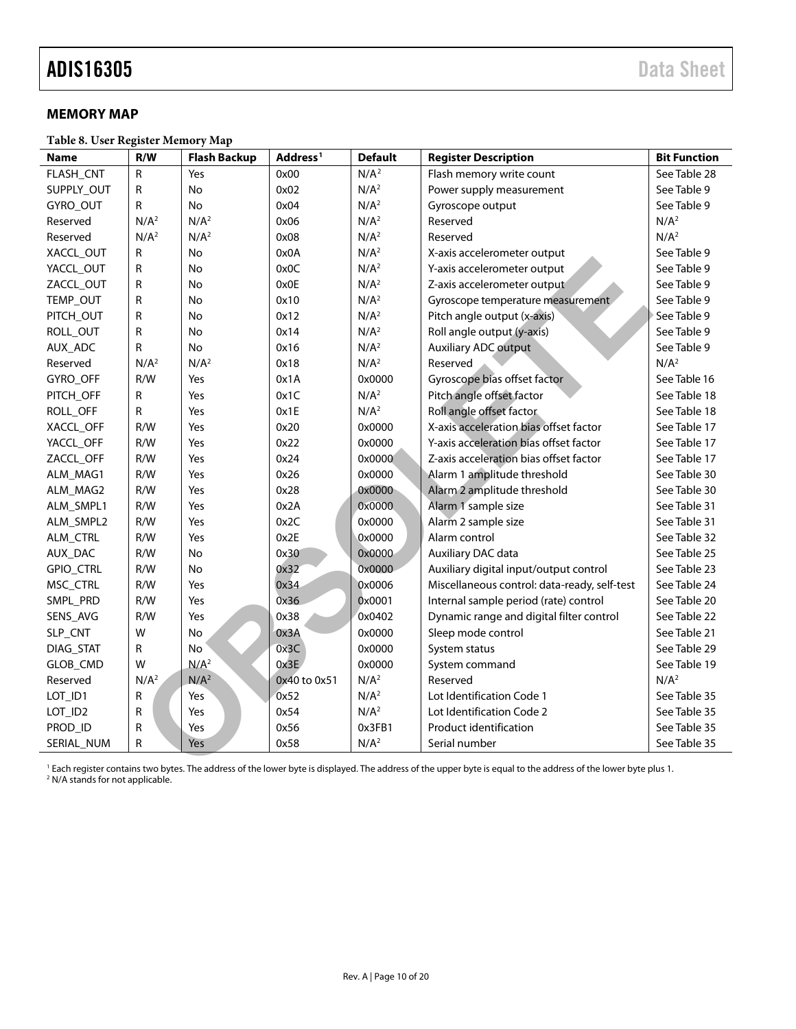## MEMORY MAP

**Table 8. User Register Memory Map**

| Name | R/W | Flash Backup | Address[1] | Default | Register Description | Bit Function |
|---|---|---|---|---|---|---|
| FLASH_CNT | R | Yes | 0x00 | N/A[2] | Flash memory write count | See Table 28 |
| SUPPLY_OUT | R | No | 0x02 | N/A[2] | Power supply measurement | See Table 9 |
| GYRO_OUT | R | No | 0x04 | N/A[2] | Gyroscope output | See Table 9 |
| Reserved | N/A[2] | N/A[2] | 0x06 | N/A[2] | Reserved | N/A[2] |
| Reserved | N/A[2] | N/A[2] | 0x08 | N/A[2] | Reserved | N/A[2] |
| XACCL_OUT | R | No | 0x0A | N/A[2] | X-axis accelerometer output | See Table 9 |
| YACCL_OUT | R | No | 0x0C | N/A[2] | Y-axis accelerometer output | See Table 9 |
| ZACCL_OUT | R | No | 0x0E | N/A[2] | Z-axis accelerometer output | See Table 9 |
| TEMP_OUT | R | No | 0x10 | N/A[2] | Gyroscope temperature measurement | See Table 9 |
| PITCH_OUT | R | No | 0x12 | N/A[2] | Pitch angle output (x-axis) | See Table 9 |
| ROLL_OUT | R | No | 0x14 | N/A[2] | Roll angle output (y-axis) | See Table 9 |
| AUX_ADC | R | No | 0x16 | N/A[2] | Auxiliary ADC output | See Table 9 |
| Reserved | N/A[2] | N/A[2] | 0x18 | N/A[2] | Reserved | N/A[2] |
| GYRO_OFF | R/W | Yes | 0x1A | 0x0000 | Gyroscope bias offset factor | See Table 16 |
| PITCH_OFF | R | Yes | 0x1C | N/A[2] | Pitch angle offset factor | See Table 18 |
| ROLL_OFF | R | Yes | 0x1E | N/A[2] | Roll angle offset factor | See Table 18 |
| XACCL_OFF | R/W | Yes | 0x20 | 0x0000 | X-axis acceleration bias offset factor | See Table 17 |
| YACCL_OFF | R/W | Yes | 0x22 | 0x0000 | Y-axis acceleration bias offset factor | See Table 17 |
| ZACCL_OFF | R/W | Yes | 0x24 | 0x0000 | Z-axis acceleration bias offset factor | See Table 17 |
| ALM_MAG1 | R/W | Yes | 0x26 | 0x0000 | Alarm 1 amplitude threshold | See Table 30 |
| ALM_MAG2 | R/W | Yes | 0x28 | 0x0000 | Alarm 2 amplitude threshold | See Table 30 |
| ALM_SMPL1 | R/W | Yes | 0x2A | 0x0000 | Alarm 1 sample size | See Table 31 |
| ALM_SMPL2 | R/W | Yes | 0x2C | 0x0000 | Alarm 2 sample size | See Table 31 |
| ALM_CTRL | R/W | Yes | 0x2E | 0x0000 | Alarm control | See Table 32 |
| AUX_DAC | R/W | No | 0x30 | 0x0000 | Auxiliary DAC data | See Table 25 |
| GPIO_CTRL | R/W | No | 0x32 | 0x0000 | Auxiliary digital input/output control | See Table 23 |
| MSC_CTRL | R/W | Yes | 0x34 | 0x0006 | Miscellaneous control: data-ready, self-test | See Table 24 |
| SMPL_PRD | R/W | Yes | 0x36 | 0x0001 | Internal sample period (rate) control | See Table 20 |
| SENS_AVG | R/W | Yes | 0x38 | 0x0402 | Dynamic range and digital filter control | See Table 22 |
| SLP_CNT | W | No | 0x3A | 0x0000 | Sleep mode control | See Table 21 |
| DIAG_STAT | R | No | 0x3C | 0x0000 | System status | See Table 29 |
| GLOB_CMD | W | N/A[2] | 0x3E | 0x0000 | System command | See Table 19 |
| Reserved | N/A[2] | N/A[2] | 0x40 to 0x51 | N/A[2] | Reserved | N/A[2] |
| LOT_ID1 | R | Yes | 0x52 | N/A[2] | Lot Identification Code 1 | See Table 35 |
| LOT_ID2 | R | Yes | 0x54 | N/A[2] | Lot Identification Code 2 | See Table 35 |
| PROD_ID | R | Yes | 0x56 | 0x3FB1 | Product identification | See Table 35 |
| SERIAL_NUM | R | Yes | 0x58 | N/A[2] | Serial number | See Table 35 |

[1] Each register contains two bytes. The address of the lower byte is displayed. The address of the upper byte is equal to the address of the lower byte plus 1.
[2] N/A stands for not applicable.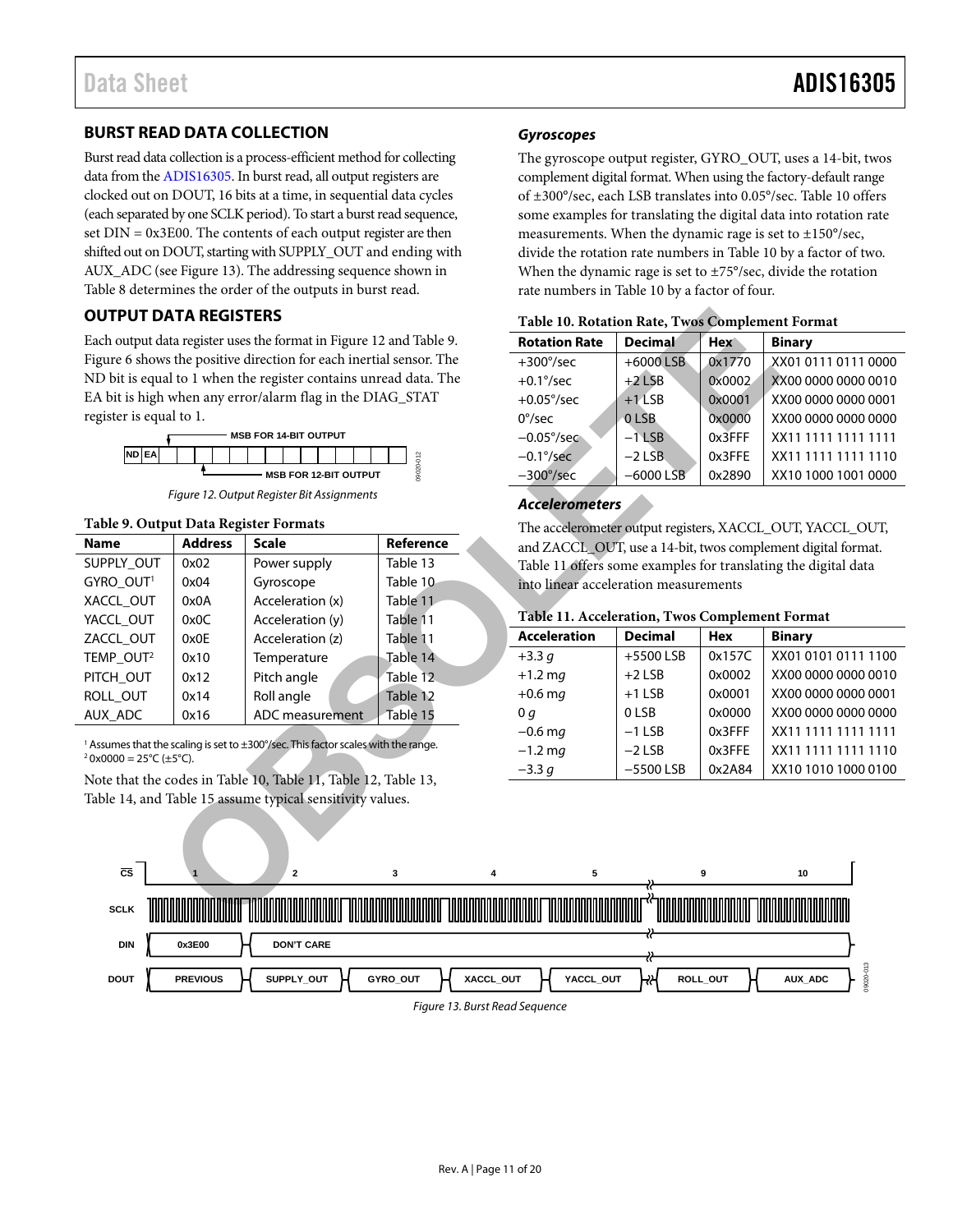## BURST READ DATA COLLECTION

Burst read data collection is a process-efficient method for collecting data from the ADIS16305. In burst read, all output registers are clocked out on DOUT, 16 bits at a time, in sequential data cycles (each separated by one SCLK period). To start a burst read sequence, set DIN = 0x3E00. The contents of each output register are then shifted out on DOUT, starting with SUPPLY_OUT and ending with AUX_ADC (see Figure 13). The addressing sequence shown in Table 8 determines the order of the outputs in burst read.

## OUTPUT DATA REGISTERS

Each output data register uses the format in Figure 12 and Table 9. Figure 6 shows the positive direction for each inertial sensor. The ND bit is equal to 1 when the register contains unread data. The EA bit is high when any error/alarm flag in the DIAG_STAT register is equal to 1.

Figure 12. Output Register Bit Assignments

**Table 9. Output Data Register Formats**

| Name | Address | Scale | Reference |
|---|---|---|---|
| SUPPLY_OUT | 0x02 | Power supply | Table 13 |
| GYRO_OUT[1] | 0x04 | Gyroscope | Table 10 |
| XACCL_OUT | 0x0A | Acceleration (x) | Table 11 |
| YACCL_OUT | 0x0C | Acceleration (y) | Table 11 |
| ZACCL_OUT | 0x0E | Acceleration (z) | Table 11 |
| TEMP_OUT[2] | 0x10 | Temperature | Table 14 |
| PITCH_OUT | 0x12 | Pitch angle | Table 12 |
| ROLL_OUT | 0x14 | Roll angle | Table 12 |
| AUX_ADC | 0x16 | ADC measurement | Table 15 |

[1] Assumes that the scaling is set to ±300°/sec. This factor scales with the range.
[2] 0x0000 = 25°C (±5°C).

Note that the codes in Table 10, Table 11, Table 12, Table 13, Table 14, and Table 15 assume typical sensitivity values.

### *Gyroscopes*

The gyroscope output register, GYRO_OUT, uses a 14-bit, twos complement digital format. When using the factory-default range of ±300°/sec, each LSB translates into 0.05°/sec. Table 10 offers some examples for translating the digital data into rotation rate measurements. When the dynamic rage is set to ±150°/sec, divide the rotation rate numbers in Table 10 by a factor of two. When the dynamic rage is set to ±75°/sec, divide the rotation rate numbers in Table 10 by a factor of four.

**Table 10. Rotation Rate, Twos Complement Format**

| Rotation Rate | Decimal | Hex | Binary |
|---|---|---|---|
| +300°/sec | +6000 LSB | 0x1770 | XX01 0111 0111 0000 |
| +0.1°/sec | +2 LSB | 0x0002 | XX00 0000 0000 0010 |
| +0.05°/sec | +1 LSB | 0x0001 | XX00 0000 0000 0001 |
| 0°/sec | 0 LSB | 0x0000 | XX00 0000 0000 0000 |
| −0.05°/sec | −1 LSB | 0x3FFF | XX11 1111 1111 1111 |
| −0.1°/sec | −2 LSB | 0x3FFE | XX11 1111 1111 1110 |
| −300°/sec | −6000 LSB | 0x2890 | XX10 1000 1001 0000 |

### *Accelerometers*

The accelerometer output registers, XACCL_OUT, YACCL_OUT, and ZACCL_OUT, use a 14-bit, twos complement digital format. Table 11 offers some examples for translating the digital data into linear acceleration measurements

**Table 11. Acceleration, Twos Complement Format**

| Acceleration | Decimal | Hex | Binary |
|---|---|---|---|
| +3.3 *g* | +5500 LSB | 0x157C | XX01 0101 0111 1100 |
| +1.2 m*g* | +2 LSB | 0x0002 | XX00 0000 0000 0010 |
| +0.6 m*g* | +1 LSB | 0x0001 | XX00 0000 0000 0001 |
| 0 *g* | 0 LSB | 0x0000 | XX00 0000 0000 0000 |
| −0.6 m*g* | −1 LSB | 0x3FFF | XX11 1111 1111 1111 |
| −1.2 m*g* | −2 LSB | 0x3FFE | XX11 1111 1111 1110 |
| −3.3 *g* | −5500 LSB | 0x2A84 | XX10 1010 1000 0100 |

Figure 13. Burst Read Sequence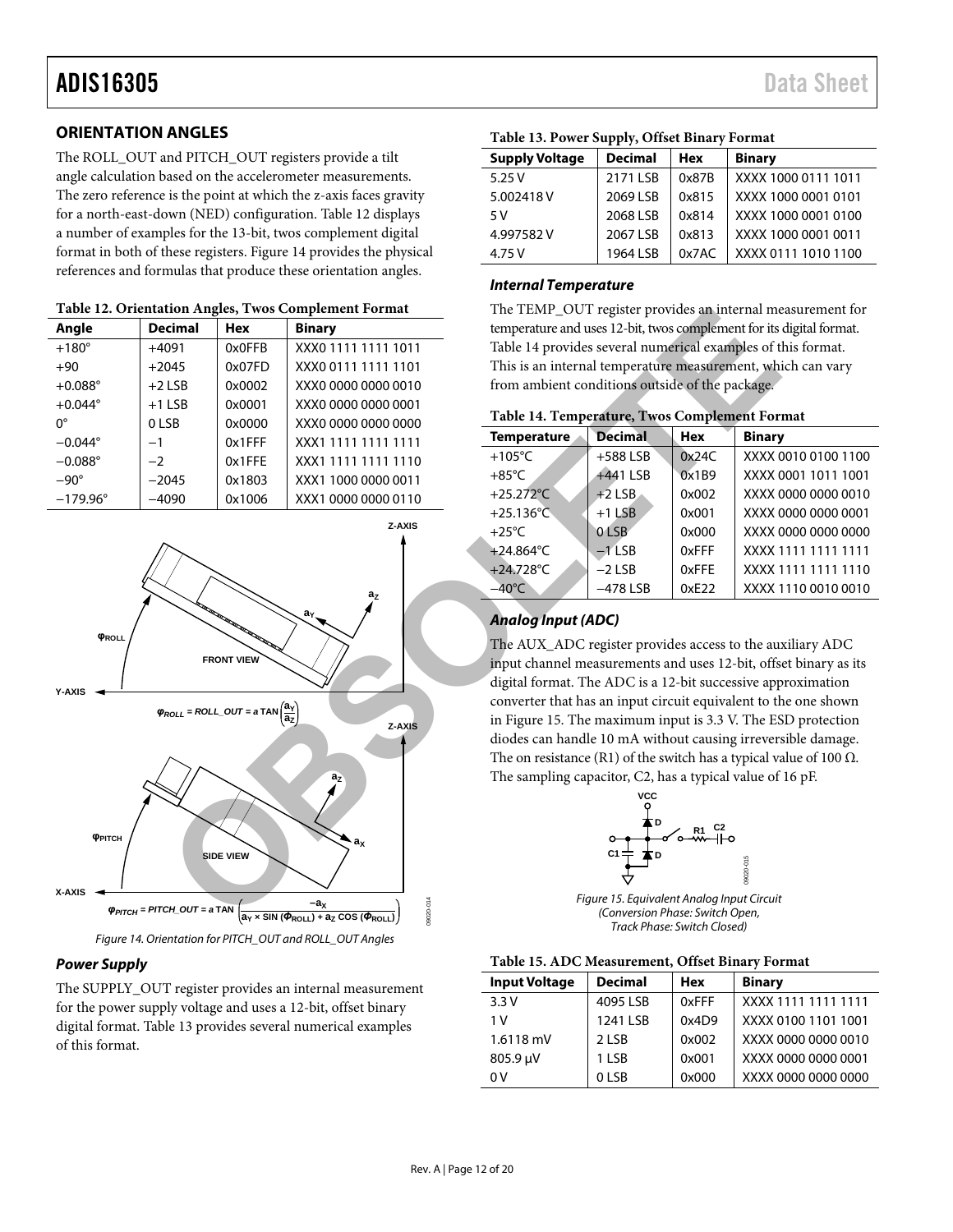## ORIENTATION ANGLES

The ROLL_OUT and PITCH_OUT registers provide a tilt angle calculation based on the accelerometer measurements. The zero reference is the point at which the z-axis faces gravity for a north-east-down (NED) configuration. Table 12 displays a number of examples for the 13-bit, twos complement digital format in both of these registers. Figure 14 provides the physical references and formulas that produce these orientation angles.

**Table 12. Orientation Angles, Twos Complement Format**

| Angle | Decimal | Hex | Binary |
|---|---|---|---|
| +180° | +4091 | 0x0FFB | XXX0 1111 1111 1011 |
| +90 | +2045 | 0x07FD | XXX0 0111 1111 1101 |
| +0.088° | +2 LSB | 0x0002 | XXX0 0000 0000 0010 |
| +0.044° | +1 LSB | 0x0001 | XXX0 0000 0000 0001 |
| 0° | 0 LSB | 0x0000 | XXX0 0000 0000 0000 |
| −0.044° | −1 | 0x1FFF | XXX1 1111 1111 1111 |
| −0.088° | −2 | 0x1FFE | XXX1 1111 1111 1110 |
| −90° | −2045 | 0x1803 | XXX1 1000 0000 0011 |
| −179.96° | −4090 | 0x1006 | XXX1 0000 0000 0110 |

$$\varphi_{ROLL} = ROLL\_OUT = a\,\tan\left(\frac{a_Y}{a_Z}\right)$$

$$\varphi_{PITCH} = PITCH\_OUT = a\,\tan\left(\frac{-a_X}{a_Y \times \sin(\Phi_{ROLL}) + a_Z \cos(\Phi_{ROLL})}\right)$$

*Figure 14. Orientation for PITCH_OUT and ROLL_OUT Angles*

### *Power Supply*

The SUPPLY_OUT register provides an internal measurement for the power supply voltage and uses a 12-bit, offset binary digital format. Table 13 provides several numerical examples of this format.

**Table 13. Power Supply, Offset Binary Format**

| Supply Voltage | Decimal | Hex | Binary |
|---|---|---|---|
| 5.25 V | 2171 LSB | 0x87B | XXXX 1000 0111 1011 |
| 5.002418 V | 2069 LSB | 0x815 | XXXX 1000 0001 0101 |
| 5 V | 2068 LSB | 0x814 | XXXX 1000 0001 0100 |
| 4.997582 V | 2067 LSB | 0x813 | XXXX 1000 0001 0011 |
| 4.75 V | 1964 LSB | 0x7AC | XXXX 0111 1010 1100 |

### *Internal Temperature*

The TEMP_OUT register provides an internal measurement for temperature and uses 12-bit, twos complement for its digital format. Table 14 provides several numerical examples of this format. This is an internal temperature measurement, which can vary from ambient conditions outside of the package.

**Table 14. Temperature, Twos Complement Format**

| Temperature | Decimal | Hex | Binary |
|---|---|---|---|
| +105°C | +588 LSB | 0x24C | XXXX 0010 0100 1100 |
| +85°C | +441 LSB | 0x1B9 | XXXX 0001 1011 1001 |
| +25.272°C | +2 LSB | 0x002 | XXXX 0000 0000 0010 |
| +25.136°C | +1 LSB | 0x001 | XXXX 0000 0000 0001 |
| +25°C | 0 LSB | 0x000 | XXXX 0000 0000 0000 |
| +24.864°C | −1 LSB | 0xFFF | XXXX 1111 1111 1111 |
| +24.728°C | −2 LSB | 0xFFE | XXXX 1111 1111 1110 |
| −40°C | −478 LSB | 0xE22 | XXXX 1110 0010 0010 |

### *Analog Input (ADC)*

The AUX_ADC register provides access to the auxiliary ADC input channel measurements and uses 12-bit, offset binary as its digital format. The ADC is a 12-bit successive approximation converter that has an input circuit equivalent to the one shown in Figure 15. The maximum input is 3.3 V. The ESD protection diodes can handle 10 mA without causing irreversible damage. The on resistance (R1) of the switch has a typical value of 100 Ω. The sampling capacitor, C2, has a typical value of 16 pF.

*Figure 15. Equivalent Analog Input Circuit (Conversion Phase: Switch Open, Track Phase: Switch Closed)*

**Table 15. ADC Measurement, Offset Binary Format**

| Input Voltage | Decimal | Hex | Binary |
|---|---|---|---|
| 3.3 V | 4095 LSB | 0xFFF | XXXX 1111 1111 1111 |
| 1 V | 1241 LSB | 0x4D9 | XXXX 0100 1101 1001 |
| 1.6118 mV | 2 LSB | 0x002 | XXXX 0000 0000 0010 |
| 805.9 µV | 1 LSB | 0x001 | XXXX 0000 0000 0001 |
| 0 V | 0 LSB | 0x000 | XXXX 0000 0000 0000 |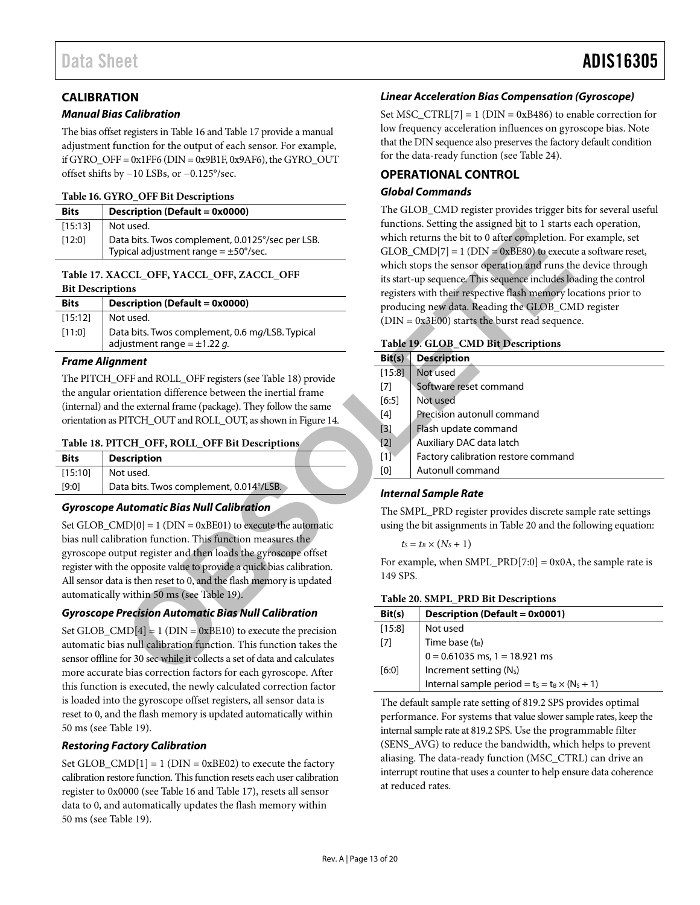## CALIBRATION

### Manual Bias Calibration

The bias offset registers in Table 16 and Table 17 provide a manual adjustment function for the output of each sensor. For example, if GYRO_OFF = 0x1FF6 (DIN = 0x9B1F, 0x9AF6), the GYRO_OUT offset shifts by −10 LSBs, or −0.125°/sec.

**Table 16. GYRO_OFF Bit Descriptions**

| Bits | Description (Default = 0x0000) |
|---|---|
| [15:13] | Not used. |
| [12:0] | Data bits. Twos complement, 0.0125°/sec per LSB. Typical adjustment range = ±50°/sec. |

**Table 17. XACCL_OFF, YACCL_OFF, ZACCL_OFF Bit Descriptions**

| Bits | Description (Default = 0x0000) |
|---|---|
| [15:12] | Not used. |
| [11:0] | Data bits. Twos complement, 0.6 m*g*/LSB. Typical adjustment range = ±1.22 *g*. |

### Frame Alignment

The PITCH_OFF and ROLL_OFF registers (see Table 18) provide the angular orientation difference between the inertial frame (internal) and the external frame (package). They follow the same orientation as PITCH_OUT and ROLL_OUT, as shown in Figure 14.

**Table 18. PITCH_OFF, ROLL_OFF Bit Descriptions**

| Bits | Description |
|---|---|
| [15:10] | Not used. |
| [9:0] | Data bits. Twos complement, 0.014°/LSB. |

### Gyroscope Automatic Bias Null Calibration

Set GLOB_CMD[0] = 1 (DIN = 0xBE01) to execute the automatic bias null calibration function. This function measures the gyroscope output register and then loads the gyroscope offset register with the opposite value to provide a quick bias calibration. All sensor data is then reset to 0, and the flash memory is updated automatically within 50 ms (see Table 19).

### Gyroscope Precision Automatic Bias Null Calibration

Set GLOB_CMD[4] = 1 (DIN = 0xBE10) to execute the precision automatic bias null calibration function. This function takes the sensor offline for 30 sec while it collects a set of data and calculates more accurate bias correction factors for each gyroscope. After this function is executed, the newly calculated correction factor is loaded into the gyroscope offset registers, all sensor data is reset to 0, and the flash memory is updated automatically within 50 ms (see Table 19).

### Restoring Factory Calibration

Set GLOB_CMD[1] = 1 (DIN = 0xBE02) to execute the factory calibration restore function. This function resets each user calibration register to 0x0000 (see Table 16 and Table 17), resets all sensor data to 0, and automatically updates the flash memory within 50 ms (see Table 19).

### Linear Acceleration Bias Compensation (Gyroscope)

Set MSC_CTRL[7] = 1 (DIN = 0xB486) to enable correction for low frequency acceleration influences on gyroscope bias. Note that the DIN sequence also preserves the factory default condition for the data-ready function (see Table 24).

## OPERATIONAL CONTROL

### Global Commands

The GLOB_CMD register provides trigger bits for several useful functions. Setting the assigned bit to 1 starts each operation, which returns the bit to 0 after completion. For example, set GLOB_CMD[7] = 1 (DIN = 0xBE80) to execute a software reset, which stops the sensor operation and runs the device through its start-up sequence. This sequence includes loading the control registers with their respective flash memory locations prior to producing new data. Reading the GLOB_CMD register (DIN = 0x3E00) starts the burst read sequence.

**Table 19. GLOB_CMD Bit Descriptions**

| Bit(s) | Description |
|---|---|
| [15:8] | Not used |
| [7] | Software reset command |
| [6:5] | Not used |
| [4] | Precision autonull command |
| [3] | Flash update command |
| [2] | Auxiliary DAC data latch |
| [1] | Factory calibration restore command |
| [0] | Autonull command |

### Internal Sample Rate

The SMPL_PRD register provides discrete sample rate settings using the bit assignments in Table 20 and the following equation:

$$t_S = t_B \times (N_S + 1)$$

For example, when SMPL_PRD[7:0] = 0x0A, the sample rate is 149 SPS.

**Table 20. SMPL_PRD Bit Descriptions**

| Bit(s) | Description (Default = 0x0001) |
|---|---|
| [15:8] | Not used |
| [7] | Time base ($t_B$) |
| | 0 = 0.61035 ms, 1 = 18.921 ms |
| [6:0] | Increment setting ($N_S$) |
| | Internal sample period = $t_S = t_B \times (N_S + 1)$ |

The default sample rate setting of 819.2 SPS provides optimal performance. For systems that value slower sample rates, keep the internal sample rate at 819.2 SPS. Use the programmable filter (SENS_AVG) to reduce the bandwidth, which helps to prevent aliasing. The data-ready function (MSC_CTRL) can drive an interrupt routine that uses a counter to help ensure data coherence at reduced rates.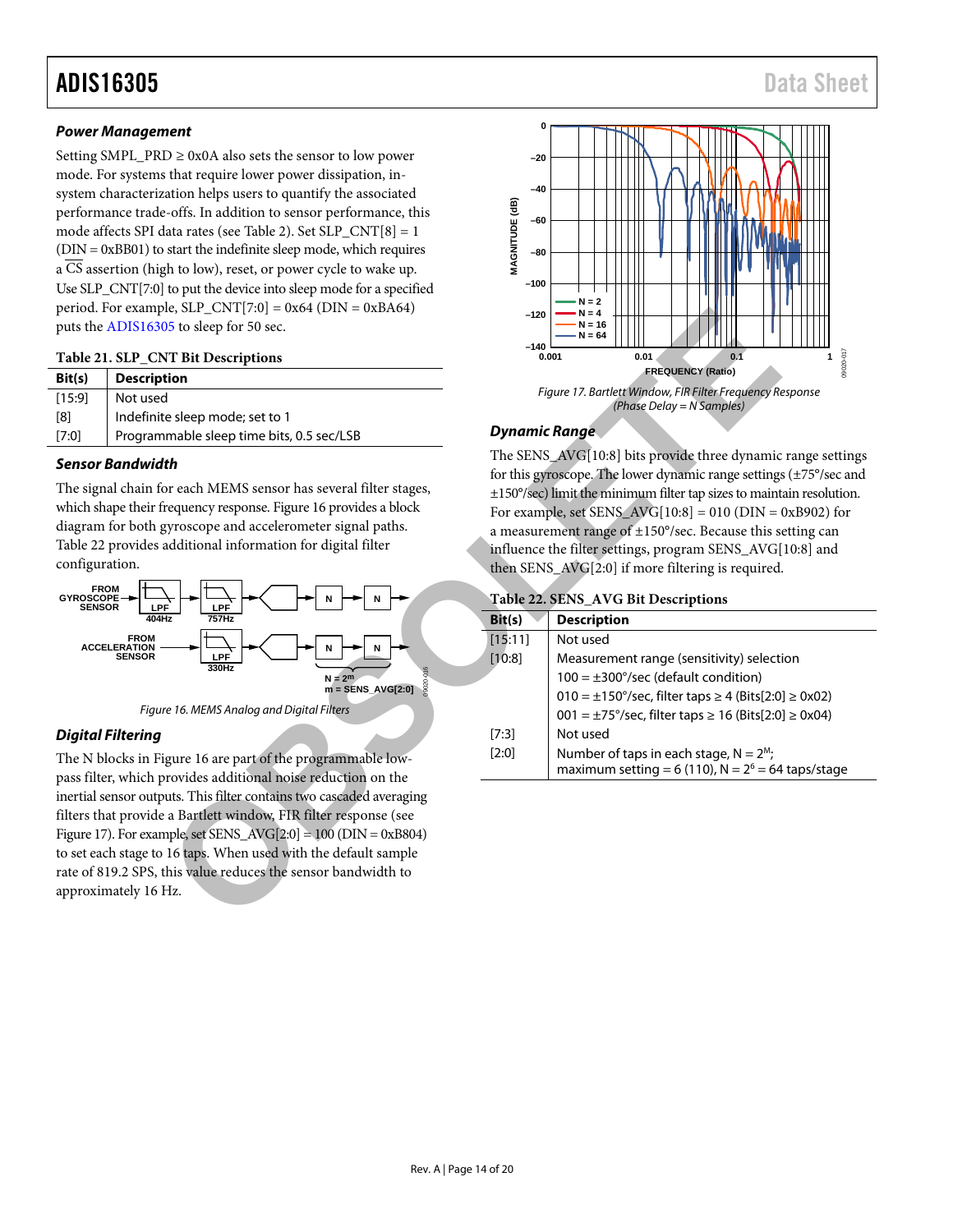### Power Management

Setting SMPL_PRD ≥ 0x0A also sets the sensor to low power mode. For systems that require lower power dissipation, in-system characterization helps users to quantify the associated performance trade-offs. In addition to sensor performance, this mode affects SPI data rates (see Table 2). Set SLP_CNT[8] = 1 (DIN = 0xBB01) to start the indefinite sleep mode, which requires a $\overline{CS}$ assertion (high to low), reset, or power cycle to wake up. Use SLP_CNT[7:0] to put the device into sleep mode for a specified period. For example, SLP_CNT[7:0] = 0x64 (DIN = 0xBA64) puts the ADIS16305 to sleep for 50 sec.

**Table 21. SLP_CNT Bit Descriptions**

| Bit(s) | Description |
|---|---|
| [15:9] | Not used |
| [8] | Indefinite sleep mode; set to 1 |
| [7:0] | Programmable sleep time bits, 0.5 sec/LSB |

### Sensor Bandwidth

The signal chain for each MEMS sensor has several filter stages, which shape their frequency response. Figure 16 provides a block diagram for both gyroscope and accelerometer signal paths. Table 22 provides additional information for digital filter configuration.

Figure 16. MEMS Analog and Digital Filters

### Digital Filtering

The N blocks in Figure 16 are part of the programmable low-pass filter, which provides additional noise reduction on the inertial sensor outputs. This filter contains two cascaded averaging filters that provide a Bartlett window, FIR filter response (see Figure 17). For example, set SENS_AVG[2:0] = 100 (DIN = 0xB804) to set each stage to 16 taps. When used with the default sample rate of 819.2 SPS, this value reduces the sensor bandwidth to approximately 16 Hz.

Figure 17. Bartlett Window, FIR Filter Frequency Response (Phase Delay = N Samples)

### Dynamic Range

The SENS_AVG[10:8] bits provide three dynamic range settings for this gyroscope. The lower dynamic range settings (±75°/sec and ±150°/sec) limit the minimum filter tap sizes to maintain resolution. For example, set SENS_AVG[10:8] = 010 (DIN = 0xB902) for a measurement range of ±150°/sec. Because this setting can influence the filter settings, program SENS_AVG[10:8] and then SENS_AVG[2:0] if more filtering is required.

**Table 22. SENS_AVG Bit Descriptions**

| Bit(s) | Description |
|---|---|
| [15:11] | Not used |
| [10:8] | Measurement range (sensitivity) selection<br>100 = ±300°/sec (default condition)<br>010 = ±150°/sec, filter taps ≥ 4 (Bits[2:0] ≥ 0x02)<br>001 = ±75°/sec, filter taps ≥ 16 (Bits[2:0] ≥ 0x04) |
| [7:3] | Not used |
| [2:0] | Number of taps in each stage, $N = 2^M$;<br>maximum setting = 6 (110), $N = 2^6 = 64$ taps/stage |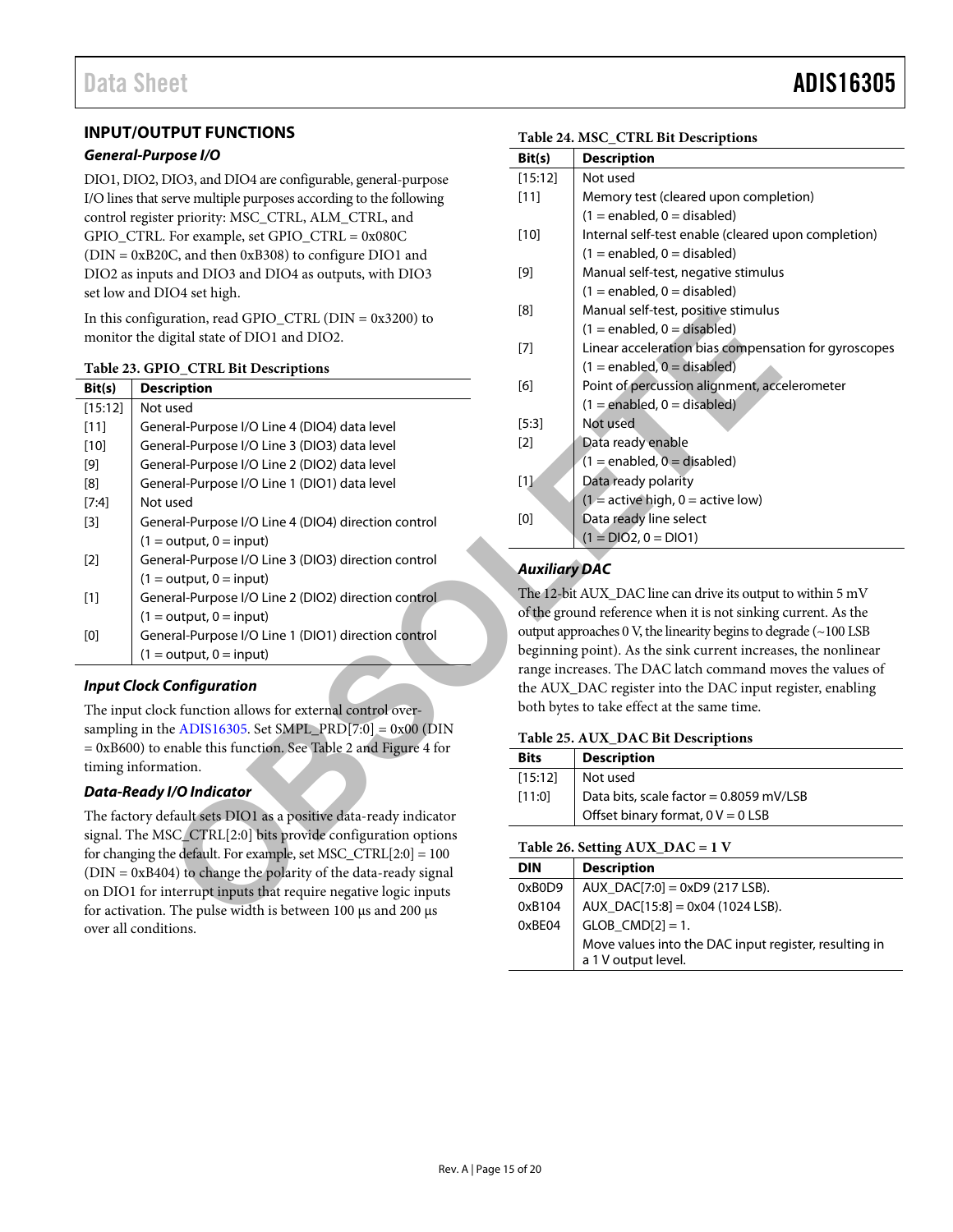## INPUT/OUTPUT FUNCTIONS

### General-Purpose I/O

DIO1, DIO2, DIO3, and DIO4 are configurable, general-purpose I/O lines that serve multiple purposes according to the following control register priority: MSC_CTRL, ALM_CTRL, and GPIO_CTRL. For example, set GPIO_CTRL = 0x080C (DIN = 0xB20C, and then 0xB308) to configure DIO1 and DIO2 as inputs and DIO3 and DIO4 as outputs, with DIO3 set low and DIO4 set high.

In this configuration, read GPIO_CTRL (DIN = 0x3200) to monitor the digital state of DIO1 and DIO2.

**Table 23. GPIO_CTRL Bit Descriptions**

| Bit(s) | Description |
|---|---|
| [15:12] | Not used |
| [11] | General-Purpose I/O Line 4 (DIO4) data level |
| [10] | General-Purpose I/O Line 3 (DIO3) data level |
| [9] | General-Purpose I/O Line 2 (DIO2) data level |
| [8] | General-Purpose I/O Line 1 (DIO1) data level |
| [7:4] | Not used |
| [3] | General-Purpose I/O Line 4 (DIO4) direction control (1 = output, 0 = input) |
| [2] | General-Purpose I/O Line 3 (DIO3) direction control (1 = output, 0 = input) |
| [1] | General-Purpose I/O Line 2 (DIO2) direction control (1 = output, 0 = input) |
| [0] | General-Purpose I/O Line 1 (DIO1) direction control (1 = output, 0 = input) |

### Input Clock Configuration

The input clock function allows for external control oversampling in the ADIS16305. Set SMPL_PRD[7:0] = 0x00 (DIN = 0xB600) to enable this function. See Table 2 and Figure 4 for timing information.

### Data-Ready I/O Indicator

The factory default sets DIO1 as a positive data-ready indicator signal. The MSC_CTRL[2:0] bits provide configuration options for changing the default. For example, set MSC_CTRL[2:0] = 100 (DIN = 0xB404) to change the polarity of the data-ready signal on DIO1 for interrupt inputs that require negative logic inputs for activation. The pulse width is between 100 μs and 200 μs over all conditions.

**Table 24. MSC_CTRL Bit Descriptions**

| Bit(s) | Description |
|---|---|
| [15:12] | Not used |
| [11] | Memory test (cleared upon completion) (1 = enabled, 0 = disabled) |
| [10] | Internal self-test enable (cleared upon completion) (1 = enabled, 0 = disabled) |
| [9] | Manual self-test, negative stimulus (1 = enabled, 0 = disabled) |
| [8] | Manual self-test, positive stimulus (1 = enabled, 0 = disabled) |
| [7] | Linear acceleration bias compensation for gyroscopes (1 = enabled, 0 = disabled) |
| [6] | Point of percussion alignment, accelerometer (1 = enabled, 0 = disabled) |
| [5:3] | Not used |
| [2] | Data ready enable (1 = enabled, 0 = disabled) |
| [1] | Data ready polarity (1 = active high, 0 = active low) |
| [0] | Data ready line select (1 = DIO2, 0 = DIO1) |

### Auxiliary DAC

The 12-bit AUX_DAC line can drive its output to within 5 mV of the ground reference when it is not sinking current. As the output approaches 0 V, the linearity begins to degrade (~100 LSB beginning point). As the sink current increases, the nonlinear range increases. The DAC latch command moves the values of the AUX_DAC register into the DAC input register, enabling both bytes to take effect at the same time.

**Table 25. AUX_DAC Bit Descriptions**

| Bits | Description |
|---|---|
| [15:12] | Not used |
| [11:0] | Data bits, scale factor = 0.8059 mV/LSB<br>Offset binary format, 0 V = 0 LSB |

**Table 26. Setting AUX_DAC = 1 V**

| DIN | Description |
|---|---|
| 0xB0D9 | AUX_DAC[7:0] = 0xD9 (217 LSB). |
| 0xB104 | AUX_DAC[15:8] = 0x04 (1024 LSB). |
| 0xBE04 | GLOB_CMD[2] = 1. |
| | Move values into the DAC input register, resulting in a 1 V output level. |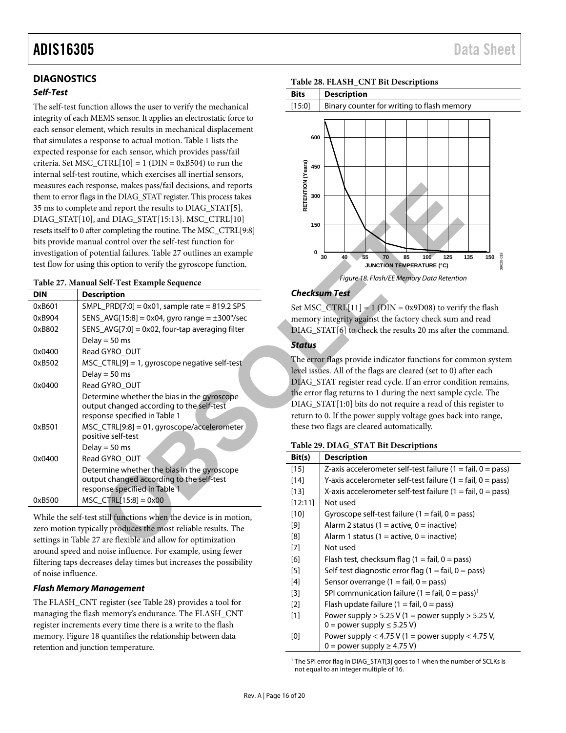## DIAGNOSTICS

### *Self-Test*

The self-test function allows the user to verify the mechanical integrity of each MEMS sensor. It applies an electrostatic force to each sensor element, which results in mechanical displacement that simulates a response to actual motion. Table 1 lists the expected response for each sensor, which provides pass/fail criteria. Set MSC_CTRL[10] = 1 (DIN = 0xB504) to run the internal self-test routine, which exercises all inertial sensors, measures each response, makes pass/fail decisions, and reports them to error flags in the DIAG_STAT register. This process takes 35 ms to complete and report the results to DIAG_STAT[5], DIAG_STAT[10], and DIAG_STAT[15:13]. MSC_CTRL[10] resets itself to 0 after completing the routine. The MSC_CTRL[9:8] bits provide manual control over the self-test function for investigation of potential failures. Table 27 outlines an example test flow for using this option to verify the gyroscope function.

**Table 27. Manual Self-Test Example Sequence**

| DIN | Description |
|---|---|
| 0xB601 | SMPL_PRD[7:0] = 0x01, sample rate = 819.2 SPS |
| 0xB904 | SENS_AVG[15:8] = 0x04, gyro range = ±300°/sec |
| 0xB802 | SENS_AVG[7:0] = 0x02, four-tap averaging filter |
| | Delay = 50 ms |
| 0x0400 | Read GYRO_OUT |
| 0xB502 | MSC_CTRL[9] = 1, gyroscope negative self-test |
| | Delay = 50 ms |
| 0x0400 | Read GYRO_OUT |
| | Determine whether the bias in the gyroscope output changed according to the self-test response specified in Table 1 |
| 0xB501 | MSC_CTRL[9:8] = 01, gyroscope/accelerometer positive self-test |
| | Delay = 50 ms |
| 0x0400 | Read GYRO_OUT |
| | Determine whether the bias in the gyroscope output changed according to the self-test response specified in Table 1 |
| 0xB500 | MSC_CTRL[15:8] = 0x00 |

While the self-test still functions when the device is in motion, zero motion typically produces the most reliable results. The settings in Table 27 are flexible and allow for optimization around speed and noise influence. For example, using fewer filtering taps decreases delay times but increases the possibility of noise influence.

### *Flash Memory Management*

The FLASH_CNT register (see Table 28) provides a tool for managing the flash memory's endurance. The FLASH_CNT register increments every time there is a write to the flash memory. Figure 18 quantifies the relationship between data retention and junction temperature.

**Table 28. FLASH_CNT Bit Descriptions**

| Bits | Description |
|---|---|
| [15:0] | Binary counter for writing to flash memory |

*Figure 18. Flash/EE Memory Data Retention*

### *Checksum Test*

Set MSC_CTRL[11] = 1 (DIN = 0x9D08) to verify the flash memory integrity against the factory check sum and read DIAG_STAT[6] to check the results 20 ms after the command.

### *Status*

The error flags provide indicator functions for common system level issues. All of the flags are cleared (set to 0) after each DIAG_STAT register read cycle. If an error condition remains, the error flag returns to 1 during the next sample cycle. The DIAG_STAT[1:0] bits do not require a read of this register to return to 0. If the power supply voltage goes back into range, these two flags are cleared automatically.

**Table 29. DIAG_STAT Bit Descriptions**

| Bit(s) | Description |
|---|---|
| [15] | Z-axis accelerometer self-test failure (1 = fail, 0 = pass) |
| [14] | Y-axis accelerometer self-test failure (1 = fail, 0 = pass) |
| [13] | X-axis accelerometer self-test failure (1 = fail, 0 = pass) |
| [12:11] | Not used |
| [10] | Gyroscope self-test failure (1 = fail, 0 = pass) |
| [9] | Alarm 2 status (1 = active, 0 = inactive) |
| [8] | Alarm 1 status (1 = active, 0 = inactive) |
| [7] | Not used |
| [6] | Flash test, checksum flag (1 = fail, 0 = pass) |
| [5] | Self-test diagnostic error flag (1 = fail, 0 = pass) |
| [4] | Sensor overrange (1 = fail, 0 = pass) |
| [3] | SPI communication failure (1 = fail, 0 = pass)[1] |
| [2] | Flash update failure (1 = fail, 0 = pass) |
| [1] | Power supply > 5.25 V (1 = power supply > 5.25 V, 0 = power supply ≤ 5.25 V) |
| [0] | Power supply < 4.75 V (1 = power supply < 4.75 V, 0 = power supply ≥ 4.75 V) |

[1] The SPI error flag in DIAG_STAT[3] goes to 1 when the number of SCLKs is not equal to an integer multiple of 16.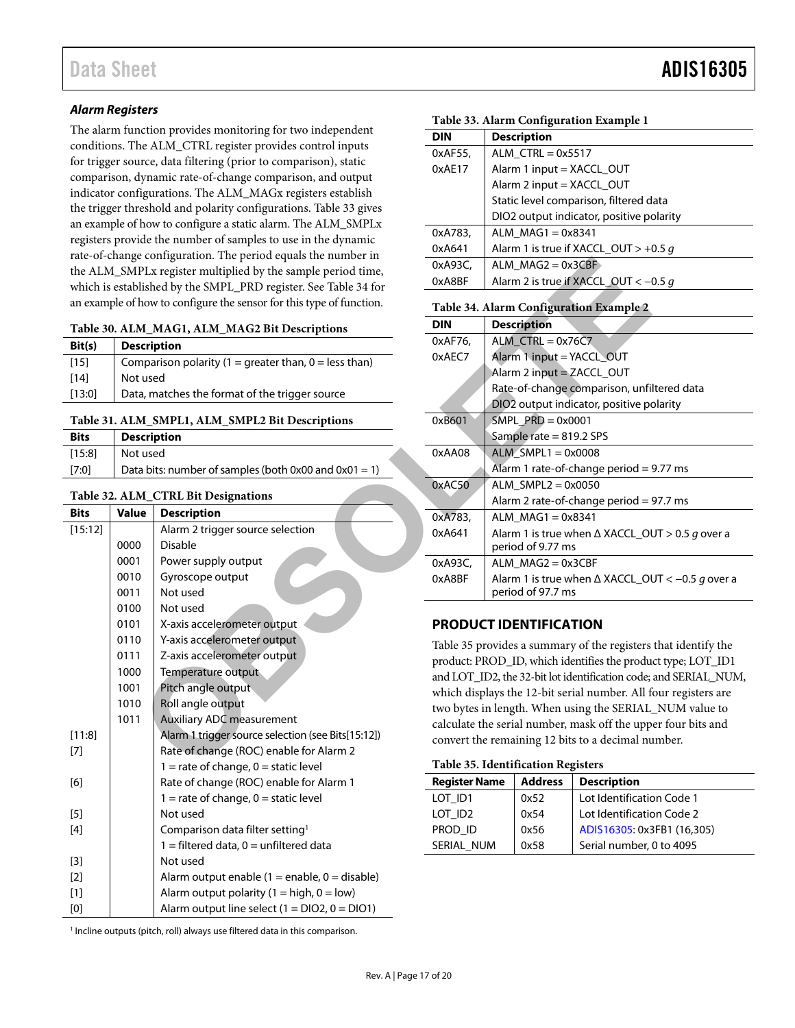### *Alarm Registers*

The alarm function provides monitoring for two independent conditions. The ALM_CTRL register provides control inputs for trigger source, data filtering (prior to comparison), static comparison, dynamic rate-of-change comparison, and output indicator configurations. The ALM_MAGx registers establish the trigger threshold and polarity configurations. Table 33 gives an example of how to configure a static alarm. The ALM_SMPLx registers provide the number of samples to use in the dynamic rate-of-change configuration. The period equals the number in the ALM_SMPLx register multiplied by the sample period time, which is established by the SMPL_PRD register. See Table 34 for an example of how to configure the sensor for this type of function.

**Table 30. ALM_MAG1, ALM_MAG2 Bit Descriptions**

| Bit(s) | Description |
|---|---|
| [15] | Comparison polarity (1 = greater than, 0 = less than) |
| [14] | Not used |
| [13:0] | Data, matches the format of the trigger source |

**Table 31. ALM_SMPL1, ALM_SMPL2 Bit Descriptions**

| Bits | Description |
|---|---|
| [15:8] | Not used |
| [7:0] | Data bits: number of samples (both 0x00 and 0x01 = 1) |

**Table 32. ALM_CTRL Bit Designations**

| Bits | Value | Description |
|---|---|---|
| [15:12] | | Alarm 2 trigger source selection |
| | 0000 | Disable |
| | 0001 | Power supply output |
| | 0010 | Gyroscope output |
| | 0011 | Not used |
| | 0100 | Not used |
| | 0101 | X-axis accelerometer output |
| | 0110 | Y-axis accelerometer output |
| | 0111 | Z-axis accelerometer output |
| | 1000 | Temperature output |
| | 1001 | Pitch angle output |
| | 1010 | Roll angle output |
| | 1011 | Auxiliary ADC measurement |
| [11:8] | | Alarm 1 trigger source selection (see Bits[15:12]) |
| [7] | | Rate of change (ROC) enable for Alarm 2 |
| | | 1 = rate of change, 0 = static level |
| [6] | | Rate of change (ROC) enable for Alarm 1 |
| | | 1 = rate of change, 0 = static level |
| [5] | | Not used |
| [4] | | Comparison data filter setting[1] |
| | | 1 = filtered data, 0 = unfiltered data |
| [3] | | Not used |
| [2] | | Alarm output enable (1 = enable, 0 = disable) |
| [1] | | Alarm output polarity (1 = high, 0 = low) |
| [0] | | Alarm output line select (1 = DIO2, 0 = DIO1) |

[1] Incline outputs (pitch, roll) always use filtered data in this comparison.

**Table 33. Alarm Configuration Example 1**

| DIN | Description |
|---|---|
| 0xAF55, 0xAE17 | ALM_CTRL = 0x5517 |
| | Alarm 1 input = XACCL_OUT |
| | Alarm 2 input = XACCL_OUT |
| | Static level comparison, filtered data |
| | DIO2 output indicator, positive polarity |
| 0xA783, 0xA641 | ALM_MAG1 = 0x8341 |
| | Alarm 1 is true if XACCL_OUT > +0.5 *g* |
| 0xA93C, 0xA8BF | ALM_MAG2 = 0x3CBF |
| | Alarm 2 is true if XACCL_OUT < −0.5 *g* |

**Table 34. Alarm Configuration Example 2**

| DIN | Description |
|---|---|
| 0xAF76, 0xAEC7 | ALM_CTRL = 0x76C7 |
| | Alarm 1 input = YACCL_OUT |
| | Alarm 2 input = ZACCL_OUT |
| | Rate-of-change comparison, unfiltered data |
| | DIO2 output indicator, positive polarity |
| 0xB601 | SMPL_PRD = 0x0001 |
| | Sample rate = 819.2 SPS |
| 0xAA08 | ALM_SMPL1 = 0x0008 |
| | Alarm 1 rate-of-change period = 9.77 ms |
| 0xAC50 | ALM_SMPL2 = 0x0050 |
| | Alarm 2 rate-of-change period = 97.7 ms |
| 0xA783, 0xA641 | ALM_MAG1 = 0x8341 |
| | Alarm 1 is true when Δ XACCL_OUT > 0.5 *g* over a period of 9.77 ms |
| 0xA93C, 0xA8BF | ALM_MAG2 = 0x3CBF |
| | Alarm 1 is true when Δ XACCL_OUT < −0.5 *g* over a period of 97.7 ms |

## PRODUCT IDENTIFICATION

Table 35 provides a summary of the registers that identify the product: PROD_ID, which identifies the product type; LOT_ID1 and LOT_ID2, the 32-bit lot identification code; and SERIAL_NUM, which displays the 12-bit serial number. All four registers are two bytes in length. When using the SERIAL_NUM value to calculate the serial number, mask off the upper four bits and convert the remaining 12 bits to a decimal number.

**Table 35. Identification Registers**

| Register Name | Address | Description |
|---|---|---|
| LOT_ID1 | 0x52 | Lot Identification Code 1 |
| LOT_ID2 | 0x54 | Lot Identification Code 2 |
| PROD_ID | 0x56 | ADIS16305: 0x3FB1 (16,305) |
| SERIAL_NUM | 0x58 | Serial number, 0 to 4095 |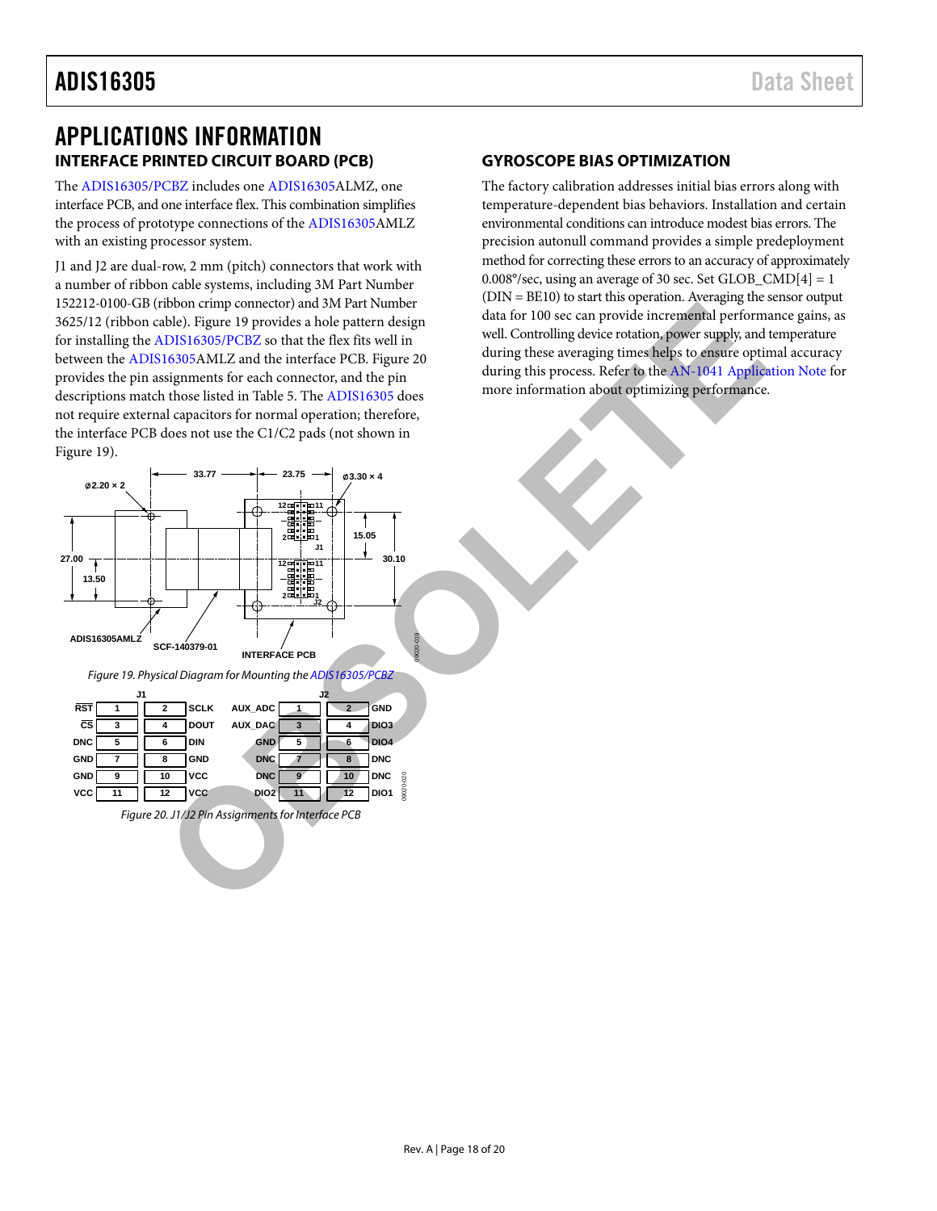# APPLICATIONS INFORMATION

## INTERFACE PRINTED CIRCUIT BOARD (PCB)

The ADIS16305/PCBZ includes one ADIS16305ALMZ, one interface PCB, and one interface flex. This combination simplifies the process of prototype connections of the ADIS16305AMLZ with an existing processor system.

J1 and J2 are dual-row, 2 mm (pitch) connectors that work with a number of ribbon cable systems, including 3M Part Number 152212-0100-GB (ribbon crimp connector) and 3M Part Number 3625/12 (ribbon cable). Figure 19 provides a hole pattern design for installing the ADIS16305/PCBZ so that the flex fits well in between the ADIS16305AMLZ and the interface PCB. Figure 20 provides the pin assignments for each connector, and the pin descriptions match those listed in Table 5. The ADIS16305 does not require external capacitors for normal operation; therefore, the interface PCB does not use the C1/C2 pads (not shown in Figure 19).

*Figure 19. Physical Diagram for Mounting the ADIS16305/PCBZ*

| J1 | | | | J2 | | | |
|---|---|---|---|---|---|---|---|
| RST | 1 | 2 | SCLK | AUX_ADC | 1 | 2 | GND |
| CS | 3 | 4 | DOUT | AUX_DAC | 3 | 4 | DIO3 |
| DNC | 5 | 6 | DIN | GND | 5 | 6 | DIO4 |
| GND | 7 | 8 | GND | DNC | 7 | 8 | DNC |
| GND | 9 | 10 | VCC | DNC | 9 | 10 | DNC |
| VCC | 11 | 12 | VCC | DIO2 | 11 | 12 | DIO1 |

*Figure 20. J1/J2 Pin Assignments for Interface PCB*

## GYROSCOPE BIAS OPTIMIZATION

The factory calibration addresses initial bias errors along with temperature-dependent bias behaviors. Installation and certain environmental conditions can introduce modest bias errors. The precision autonull command provides a simple predeployment method for correcting these errors to an accuracy of approximately 0.008°/sec, using an average of 30 sec. Set GLOB_CMD[4] = 1 (DIN = BE10) to start this operation. Averaging the sensor output data for 100 sec can provide incremental performance gains, as well. Controlling device rotation, power supply, and temperature during these averaging times helps to ensure optimal accuracy during this process. Refer to the AN-1041 Application Note for more information about optimizing performance.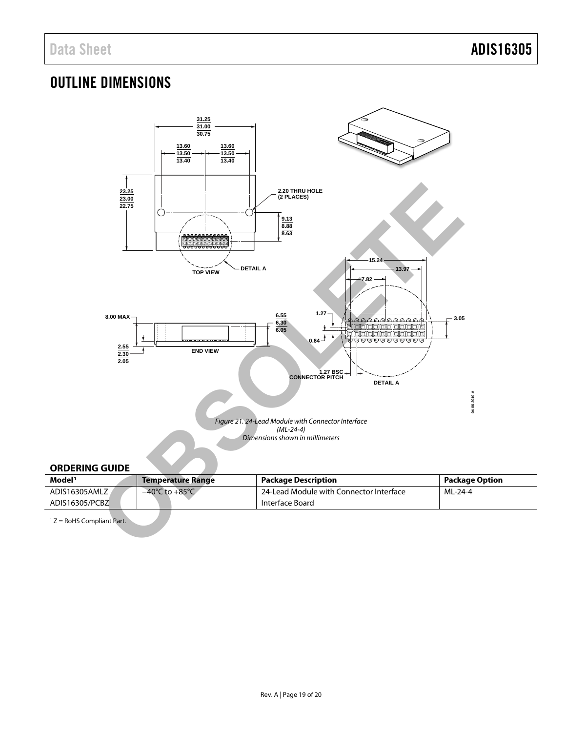# OUTLINE DIMENSIONS

Figure 21. 24-Lead Module with Connector Interface
(ML-24-4)
Dimensions shown in millimeters

## ORDERING GUIDE

| Model[1] | Temperature Range | Package Description | Package Option |
|---|---|---|---|
| ADIS16305AMLZ | −40°C to +85°C | 24-Lead Module with Connector Interface | ML-24-4 |
| ADIS16305/PCBZ | | Interface Board | |

[1] Z = RoHS Compliant Part.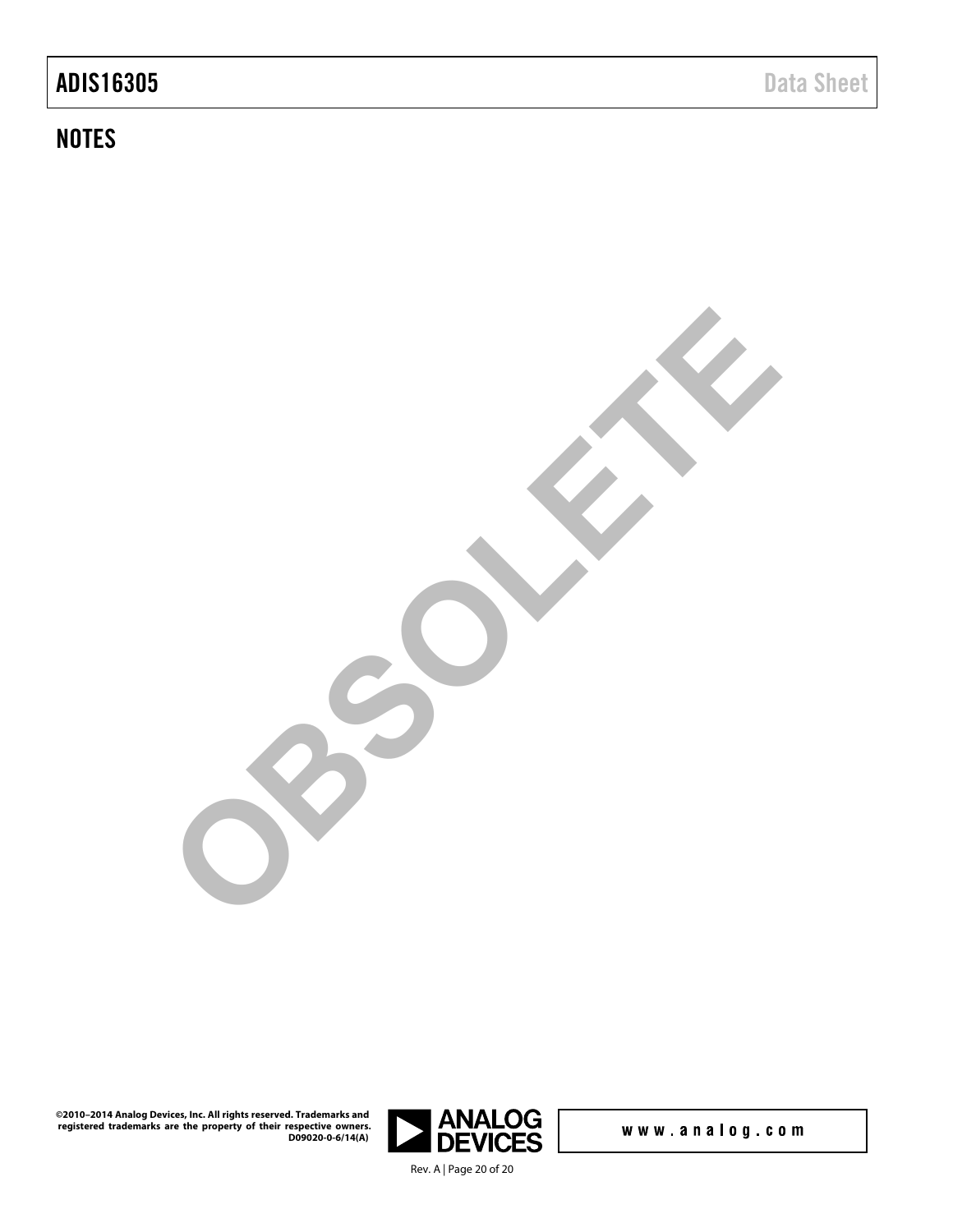## NOTES

OBSOLETE

©2010–2014 Analog Devices, Inc. All rights reserved. Trademarks and registered trademarks are the property of their respective owners.
D09020-0-6/14(A)

www.analog.com